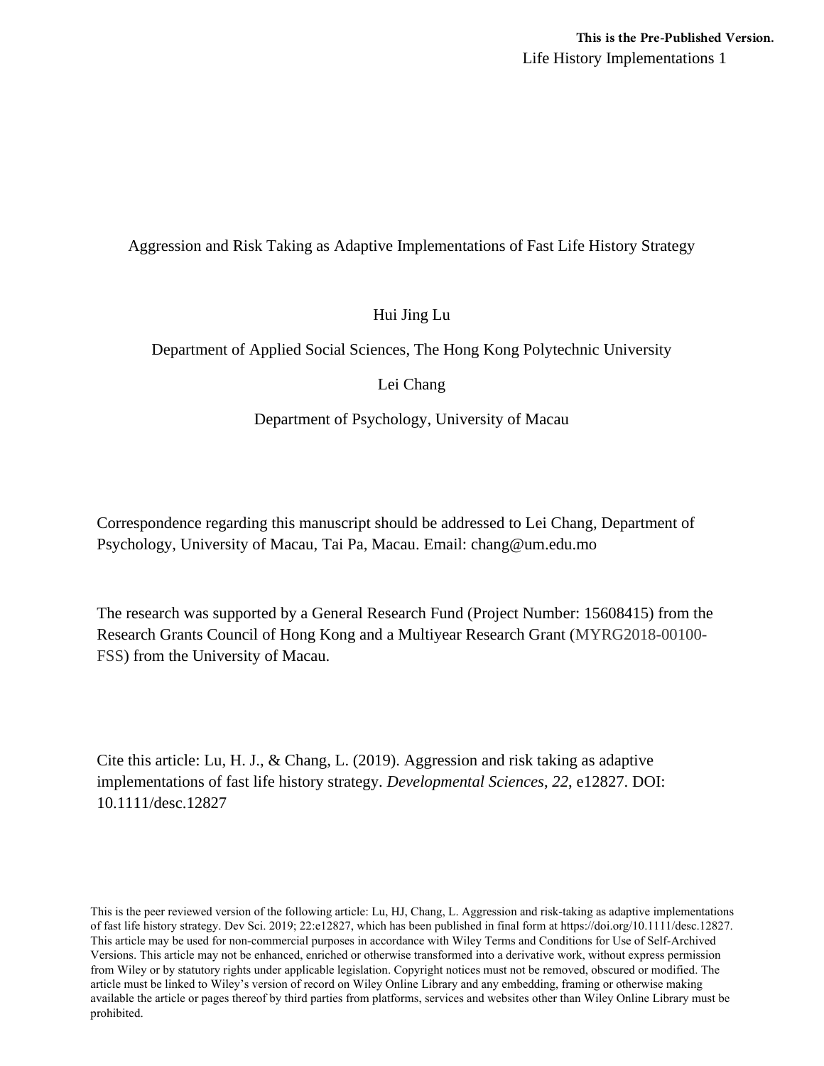**This is the Pre-Published Version.**

# Aggression and Risk Taking as Adaptive Implementations of Fast Life History Strategy

Hui Jing Lu

Department of Applied Social Sciences, The Hong Kong Polytechnic University

Lei Chang

Department of Psychology, University of Macau

Correspondence regarding this manuscript should be addressed to Lei Chang, Department of Psychology, University of Macau, Tai Pa, Macau. Email: chang@um.edu.mo

The research was supported by a General Research Fund (Project Number: 15608415) from the Research Grants Council of Hong Kong and a Multiyear Research Grant (MYRG2018-00100-FSS) from the University of Macau.

Cite this article: Lu, H. J., & Chang, L. (2019). Aggression and risk taking as adaptive implementations of fast life history strategy. *Developmental Sciences*, *22*, e12827. DOI: 10.1111/desc.12827

This is the peer reviewed version of the following article: Lu, HJ, Chang, L. Aggression and risk-taking as adaptive implementations of fast life history strategy. Dev Sci. 2019; 22:e12827, which has been published in final form at https://doi.org/10.1111/desc.12827. This article may be used for non-commercial purposes in accordance with Wiley Terms and Conditions for Use of Self-Archived Versions. This article may not be enhanced, enriched or otherwise transformed into a derivative work, without express permission from Wiley or by statutory rights under applicable legislation. Copyright notices must not be removed, obscured or modified. The article must be linked to Wiley's version of record on Wiley Online Library and any embedding, framing or otherwise making available the article or pages thereof by third parties from platforms, services and websites other than Wiley Online Library must be prohibited.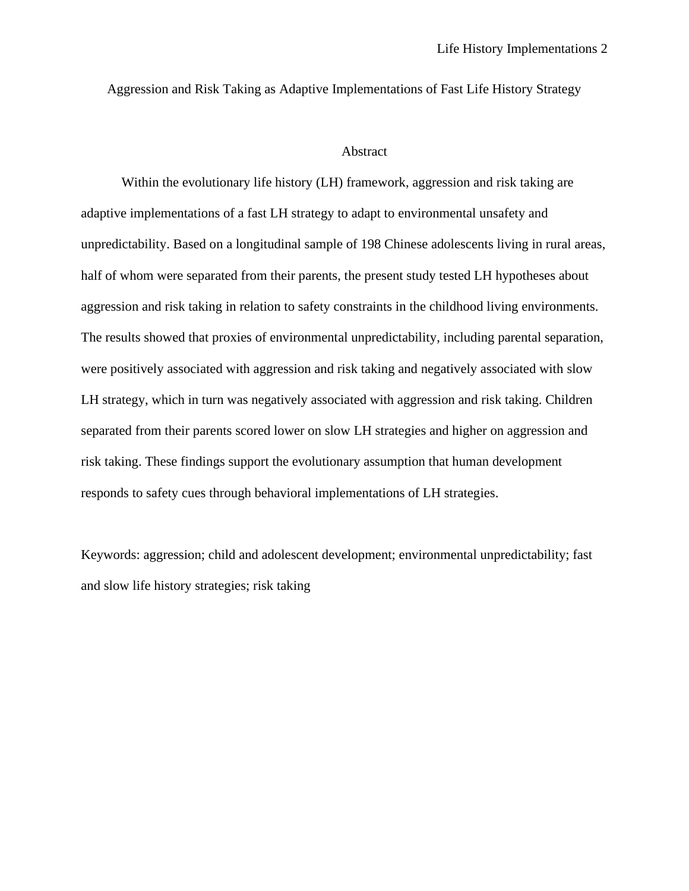# Aggression and Risk Taking as Adaptive Implementations of Fast Life History Strategy

## Abstract

Within the evolutionary life history (LH) framework, aggression and risk taking are adaptive implementations of a fast LH strategy to adapt to environmental unsafety and unpredictability. Based on a longitudinal sample of 198 Chinese adolescents living in rural areas, half of whom were separated from their parents, the present study tested LH hypotheses about aggression and risk taking in relation to safety constraints in the childhood living environments. The results showed that proxies of environmental unpredictability, including parental separation, were positively associated with aggression and risk taking and negatively associated with slow LH strategy, which in turn was negatively associated with aggression and risk taking. Children separated from their parents scored lower on slow LH strategies and higher on aggression and risk taking. These findings support the evolutionary assumption that human development responds to safety cues through behavioral implementations of LH strategies.

Keywords: aggression; child and adolescent development; environmental unpredictability; fast and slow life history strategies; risk taking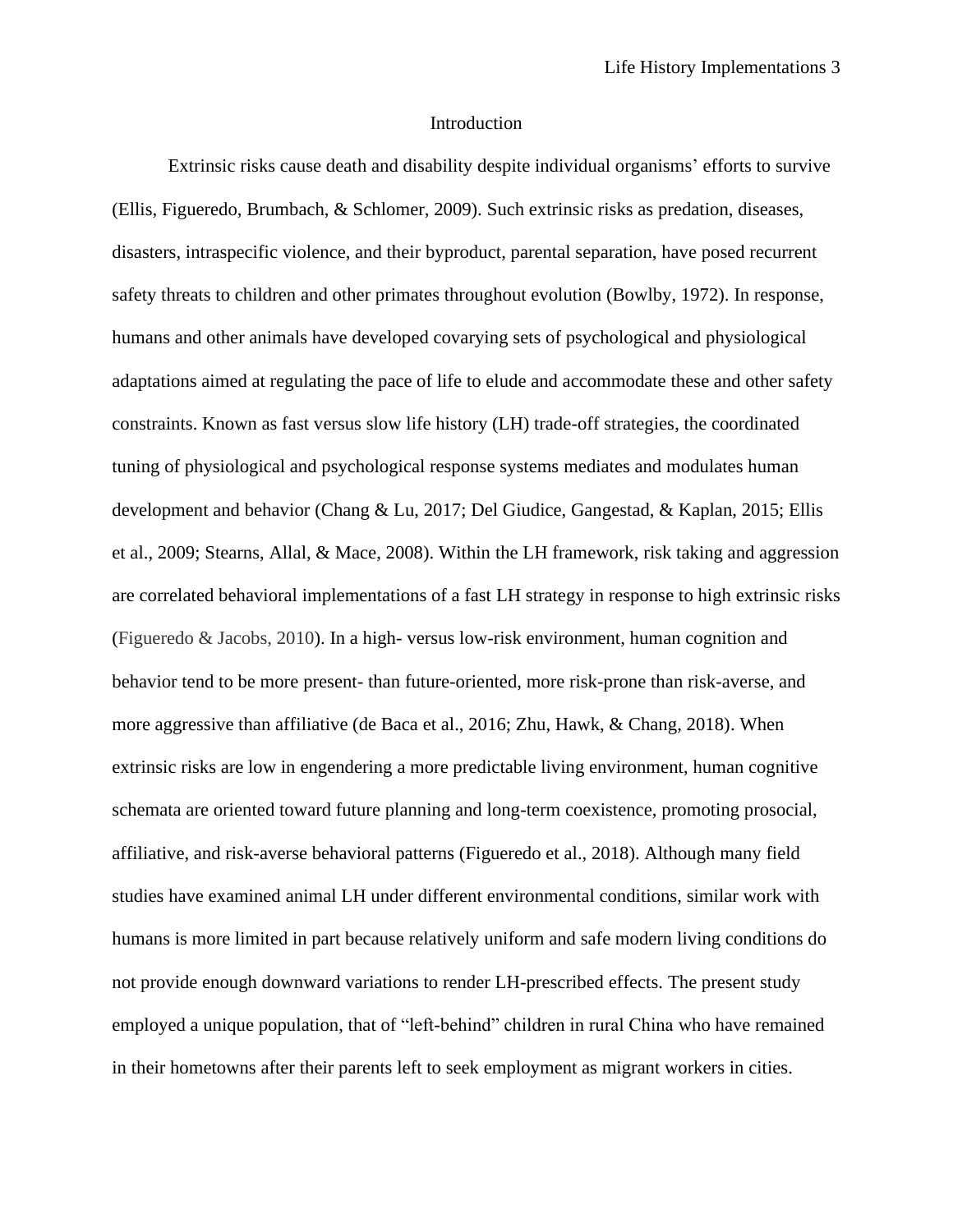# Introduction

Extrinsic risks cause death and disability despite individual organisms' efforts to survive (Ellis, Figueredo, Brumbach, & Schlomer, 2009). Such extrinsic risks as predation, diseases, disasters, intraspecific violence, and their byproduct, parental separation, have posed recurrent safety threats to children and other primates throughout evolution (Bowlby, 1972). In response, humans and other animals have developed covarying sets of psychological and physiological adaptations aimed at regulating the pace of life to elude and accommodate these and other safety constraints. Known as fast versus slow life history (LH) trade-off strategies, the coordinated tuning of physiological and psychological response systems mediates and modulates human development and behavior (Chang & Lu, 2017; Del Giudice, Gangestad, & Kaplan, 2015; Ellis et al., 2009; Stearns, Allal, & Mace, 2008). Within the LH framework, risk taking and aggression are correlated behavioral implementations of a fast LH strategy in response to high extrinsic risks (Figueredo & Jacobs, 2010). In a high- versus low-risk environment, human cognition and behavior tend to be more present- than future-oriented, more risk-prone than risk-averse, and more aggressive than affiliative (de Baca et al., 2016; Zhu, Hawk, & Chang, 2018). When extrinsic risks are low in engendering a more predictable living environment, human cognitive schemata are oriented toward future planning and long-term coexistence, promoting prosocial, affiliative, and risk-averse behavioral patterns (Figueredo et al., 2018). Although many field studies have examined animal LH under different environmental conditions, similar work with humans is more limited in part because relatively uniform and safe modern living conditions do not provide enough downward variations to render LH-prescribed effects. The present study employed a unique population, that of "left-behind" children in rural China who have remained in their hometowns after their parents left to seek employment as migrant workers in cities.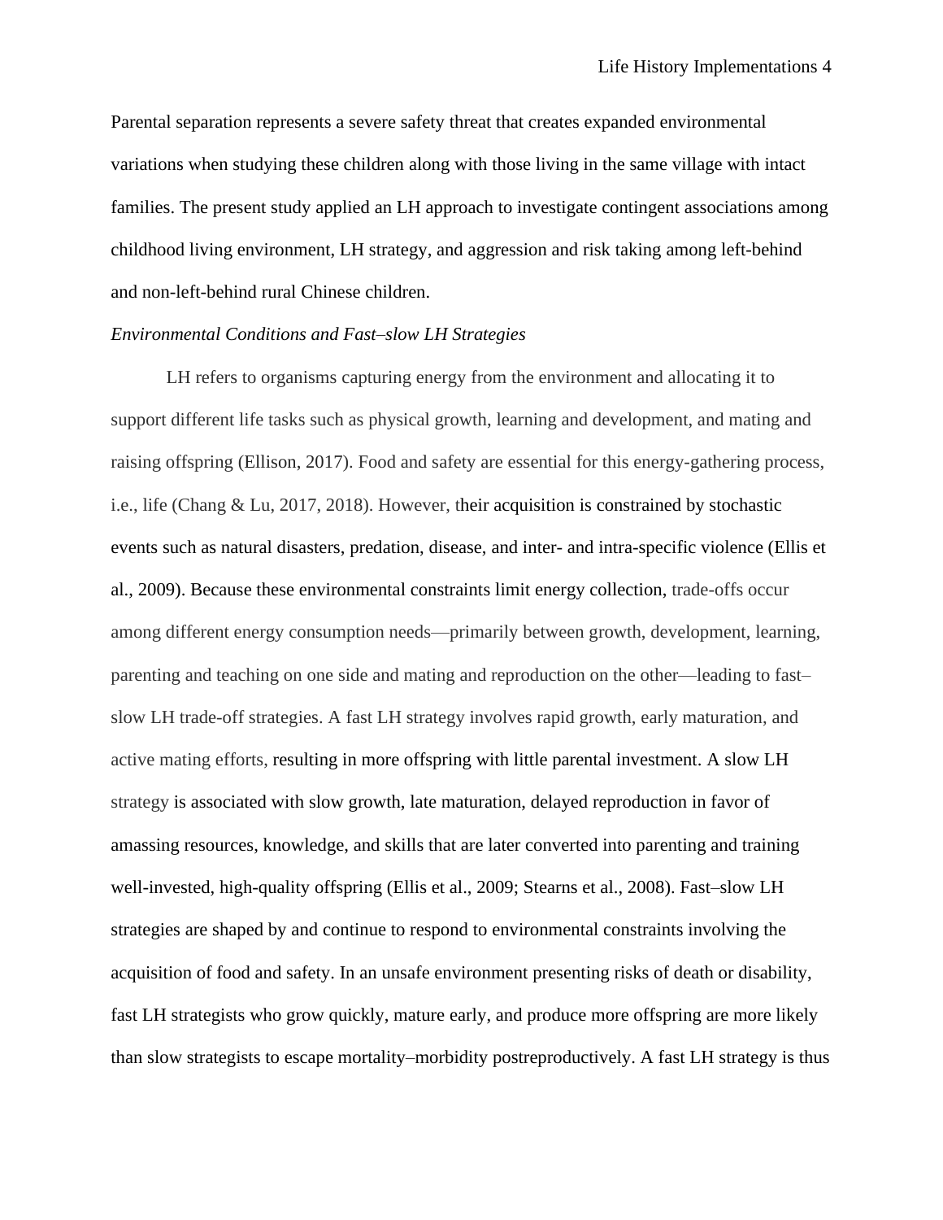Parental separation represents a severe safety threat that creates expanded environmental variations when studying these children along with those living in the same village with intact families. The present study applied an LH approach to investigate contingent associations among childhood living environment, LH strategy, and aggression and risk taking among left-behind and non-left-behind rural Chinese children.

*Environmental Conditions and Fast–slow LH Strategies*

LH refers to organisms capturing energy from the environment and allocating it to support different life tasks such as physical growth, learning and development, and mating and raising offspring (Ellison, 2017). Food and safety are essential for this energy-gathering process, i.e., life (Chang & Lu, 2017, 2018). However, their acquisition is constrained by stochastic events such as natural disasters, predation, disease, and inter- and intra-specific violence (Ellis et al., 2009). Because these environmental constraints limit energy collection, trade-offs occur among different energy consumption needs—primarily between growth, development, learning, parenting and teaching on one side and mating and reproduction on the other—leading to fast–slow LH trade-off strategies. A fast LH strategy involves rapid growth, early maturation, and active mating efforts, resulting in more offspring with little parental investment. A slow LH strategy is associated with slow growth, late maturation, delayed reproduction in favor of amassing resources, knowledge, and skills that are later converted into parenting and training well-invested, high-quality offspring (Ellis et al., 2009; Stearns et al., 2008). Fast–slow LH strategies are shaped by and continue to respond to environmental constraints involving the acquisition of food and safety. In an unsafe environment presenting risks of death or disability, fast LH strategists who grow quickly, mature early, and produce more offspring are more likely than slow strategists to escape mortality–morbidity postreproductively. A fast LH strategy is thus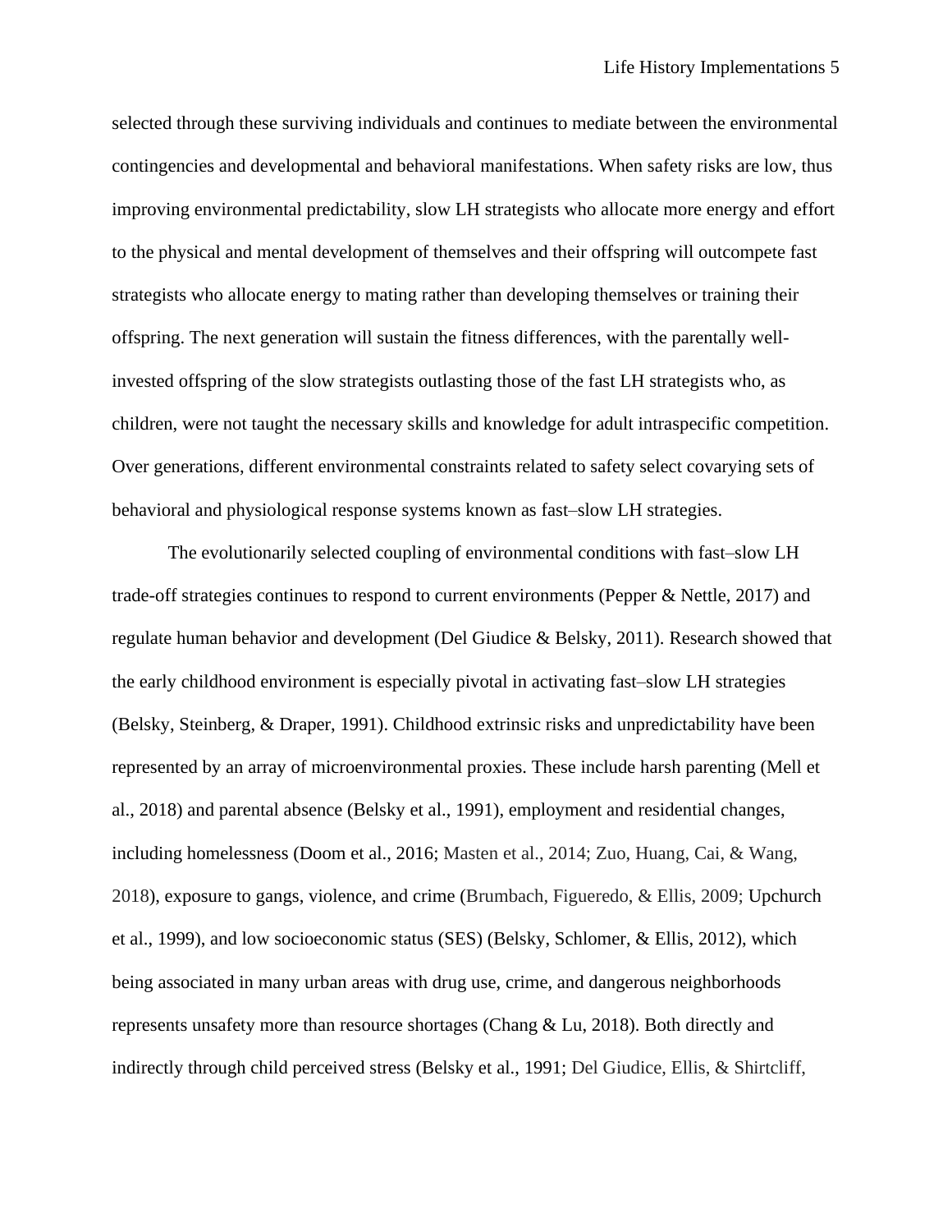selected through these surviving individuals and continues to mediate between the environmental contingencies and developmental and behavioral manifestations. When safety risks are low, thus improving environmental predictability, slow LH strategists who allocate more energy and effort to the physical and mental development of themselves and their offspring will outcompete fast strategists who allocate energy to mating rather than developing themselves or training their offspring. The next generation will sustain the fitness differences, with the parentally well-invested offspring of the slow strategists outlasting those of the fast LH strategists who, as children, were not taught the necessary skills and knowledge for adult intraspecific competition. Over generations, different environmental constraints related to safety select covarying sets of behavioral and physiological response systems known as fast–slow LH strategies.

The evolutionarily selected coupling of environmental conditions with fast–slow LH trade-off strategies continues to respond to current environments (Pepper & Nettle, 2017) and regulate human behavior and development (Del Giudice & Belsky, 2011). Research showed that the early childhood environment is especially pivotal in activating fast–slow LH strategies (Belsky, Steinberg, & Draper, 1991). Childhood extrinsic risks and unpredictability have been represented by an array of microenvironmental proxies. These include harsh parenting (Mell et al., 2018) and parental absence (Belsky et al., 1991), employment and residential changes, including homelessness (Doom et al., 2016; Masten et al., 2014; Zuo, Huang, Cai, & Wang, 2018), exposure to gangs, violence, and crime (Brumbach, Figueredo, & Ellis, 2009; Upchurch et al., 1999), and low socioeconomic status (SES) (Belsky, Schlomer, & Ellis, 2012), which being associated in many urban areas with drug use, crime, and dangerous neighborhoods represents unsafety more than resource shortages (Chang & Lu, 2018). Both directly and indirectly through child perceived stress (Belsky et al., 1991; Del Giudice, Ellis, & Shirtcliff,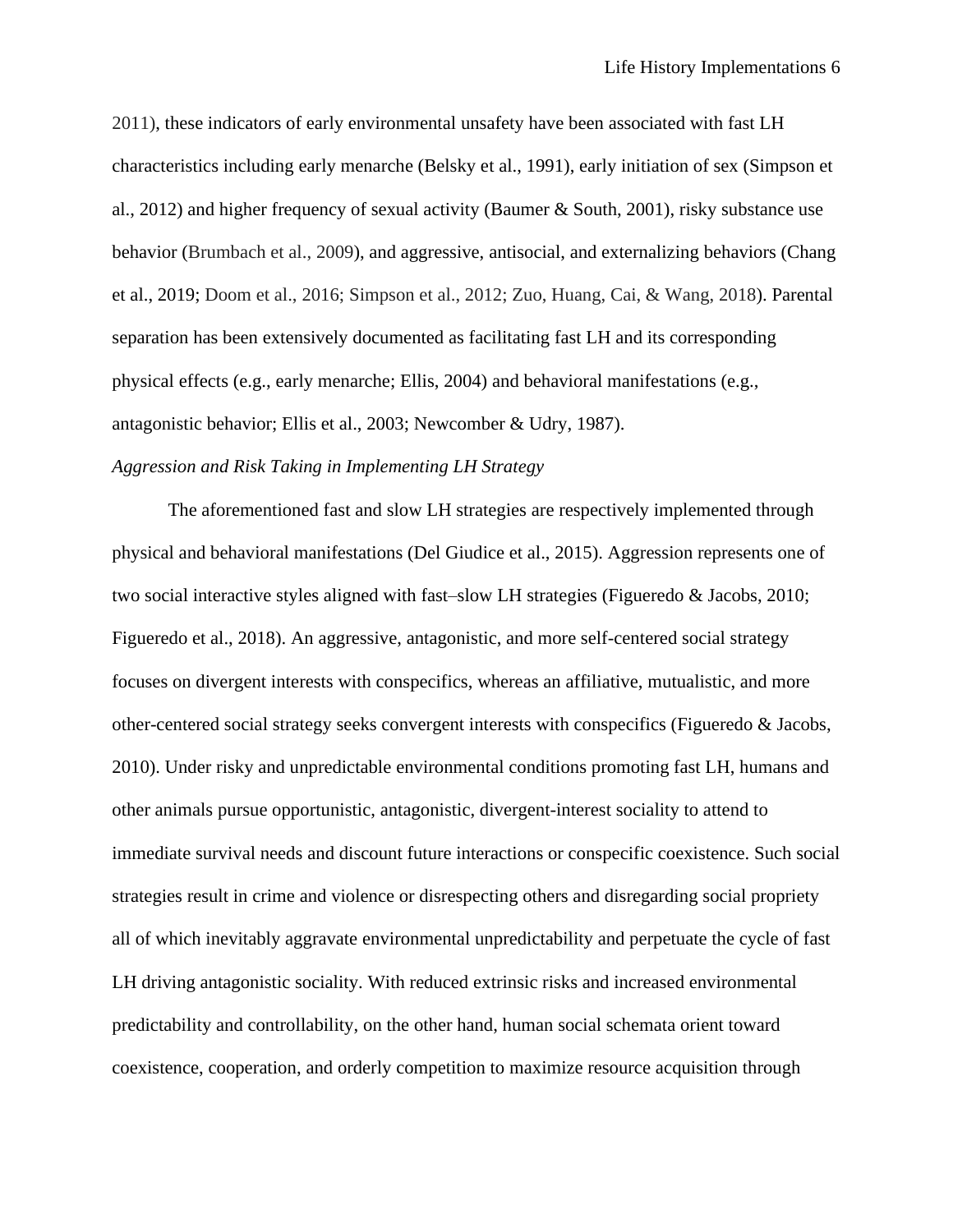2011), these indicators of early environmental unsafety have been associated with fast LH characteristics including early menarche (Belsky et al., 1991), early initiation of sex (Simpson et al., 2012) and higher frequency of sexual activity (Baumer & South, 2001), risky substance use behavior (Brumbach et al., 2009), and aggressive, antisocial, and externalizing behaviors (Chang et al., 2019; Doom et al., 2016; Simpson et al., 2012; Zuo, Huang, Cai, & Wang, 2018). Parental separation has been extensively documented as facilitating fast LH and its corresponding physical effects (e.g., early menarche; Ellis, 2004) and behavioral manifestations (e.g., antagonistic behavior; Ellis et al., 2003; Newcomber & Udry, 1987).

*Aggression and Risk Taking in Implementing LH Strategy*

The aforementioned fast and slow LH strategies are respectively implemented through physical and behavioral manifestations (Del Giudice et al., 2015). Aggression represents one of two social interactive styles aligned with fast–slow LH strategies (Figueredo & Jacobs, 2010; Figueredo et al., 2018). An aggressive, antagonistic, and more self-centered social strategy focuses on divergent interests with conspecifics, whereas an affiliative, mutualistic, and more other-centered social strategy seeks convergent interests with conspecifics (Figueredo & Jacobs, 2010). Under risky and unpredictable environmental conditions promoting fast LH, humans and other animals pursue opportunistic, antagonistic, divergent-interest sociality to attend to immediate survival needs and discount future interactions or conspecific coexistence. Such social strategies result in crime and violence or disrespecting others and disregarding social propriety all of which inevitably aggravate environmental unpredictability and perpetuate the cycle of fast LH driving antagonistic sociality. With reduced extrinsic risks and increased environmental predictability and controllability, on the other hand, human social schemata orient toward coexistence, cooperation, and orderly competition to maximize resource acquisition through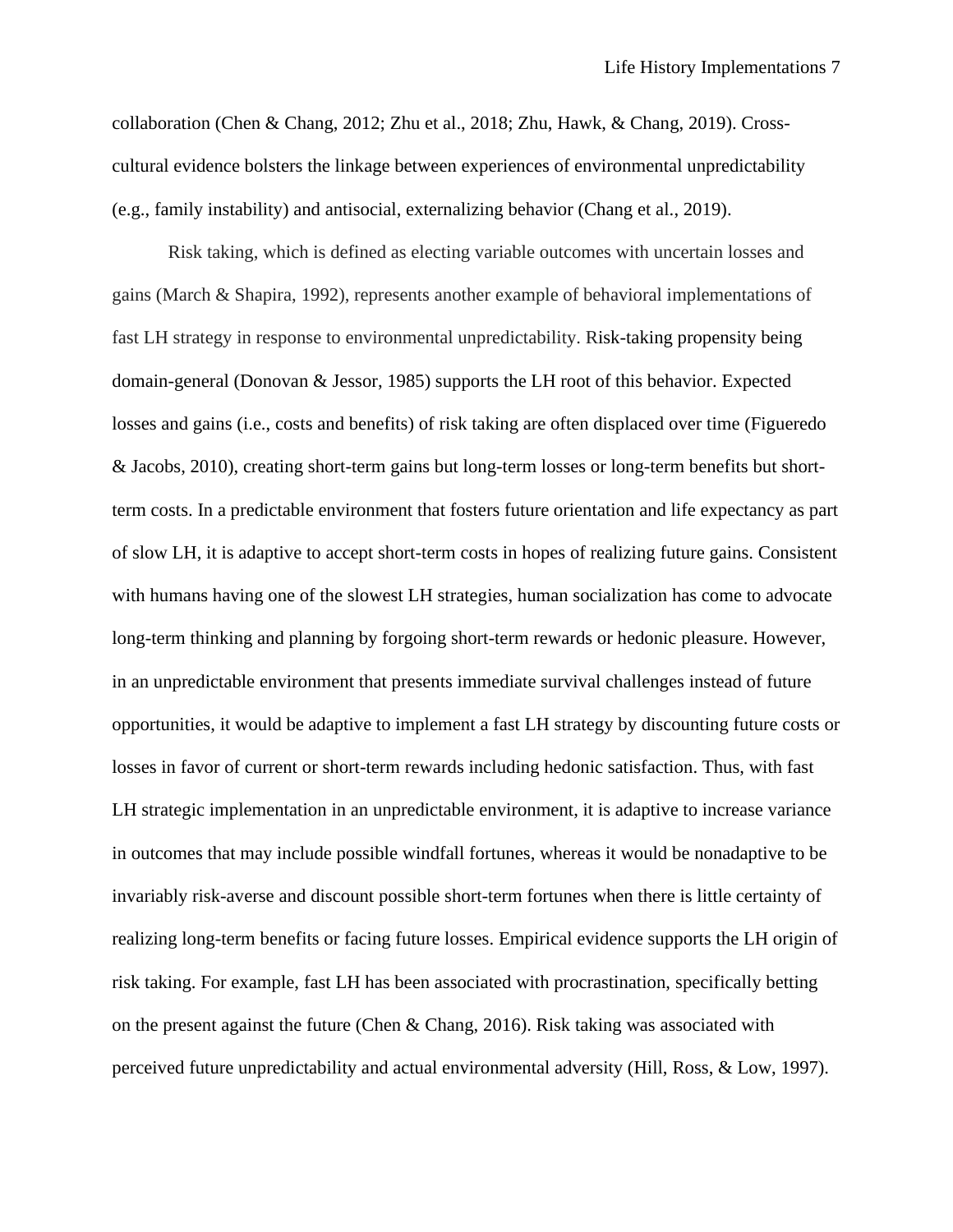collaboration (Chen & Chang, 2012; Zhu et al., 2018; Zhu, Hawk, & Chang, 2019). Cross-cultural evidence bolsters the linkage between experiences of environmental unpredictability (e.g., family instability) and antisocial, externalizing behavior (Chang et al., 2019).

Risk taking, which is defined as electing variable outcomes with uncertain losses and gains (March & Shapira, 1992), represents another example of behavioral implementations of fast LH strategy in response to environmental unpredictability. Risk-taking propensity being domain-general (Donovan & Jessor, 1985) supports the LH root of this behavior. Expected losses and gains (i.e., costs and benefits) of risk taking are often displaced over time (Figueredo & Jacobs, 2010), creating short-term gains but long-term losses or long-term benefits but short-term costs. In a predictable environment that fosters future orientation and life expectancy as part of slow LH, it is adaptive to accept short-term costs in hopes of realizing future gains. Consistent with humans having one of the slowest LH strategies, human socialization has come to advocate long-term thinking and planning by forgoing short-term rewards or hedonic pleasure. However, in an unpredictable environment that presents immediate survival challenges instead of future opportunities, it would be adaptive to implement a fast LH strategy by discounting future costs or losses in favor of current or short-term rewards including hedonic satisfaction. Thus, with fast LH strategic implementation in an unpredictable environment, it is adaptive to increase variance in outcomes that may include possible windfall fortunes, whereas it would be nonadaptive to be invariably risk-averse and discount possible short-term fortunes when there is little certainty of realizing long-term benefits or facing future losses. Empirical evidence supports the LH origin of risk taking. For example, fast LH has been associated with procrastination, specifically betting on the present against the future (Chen & Chang, 2016). Risk taking was associated with perceived future unpredictability and actual environmental adversity (Hill, Ross, & Low, 1997).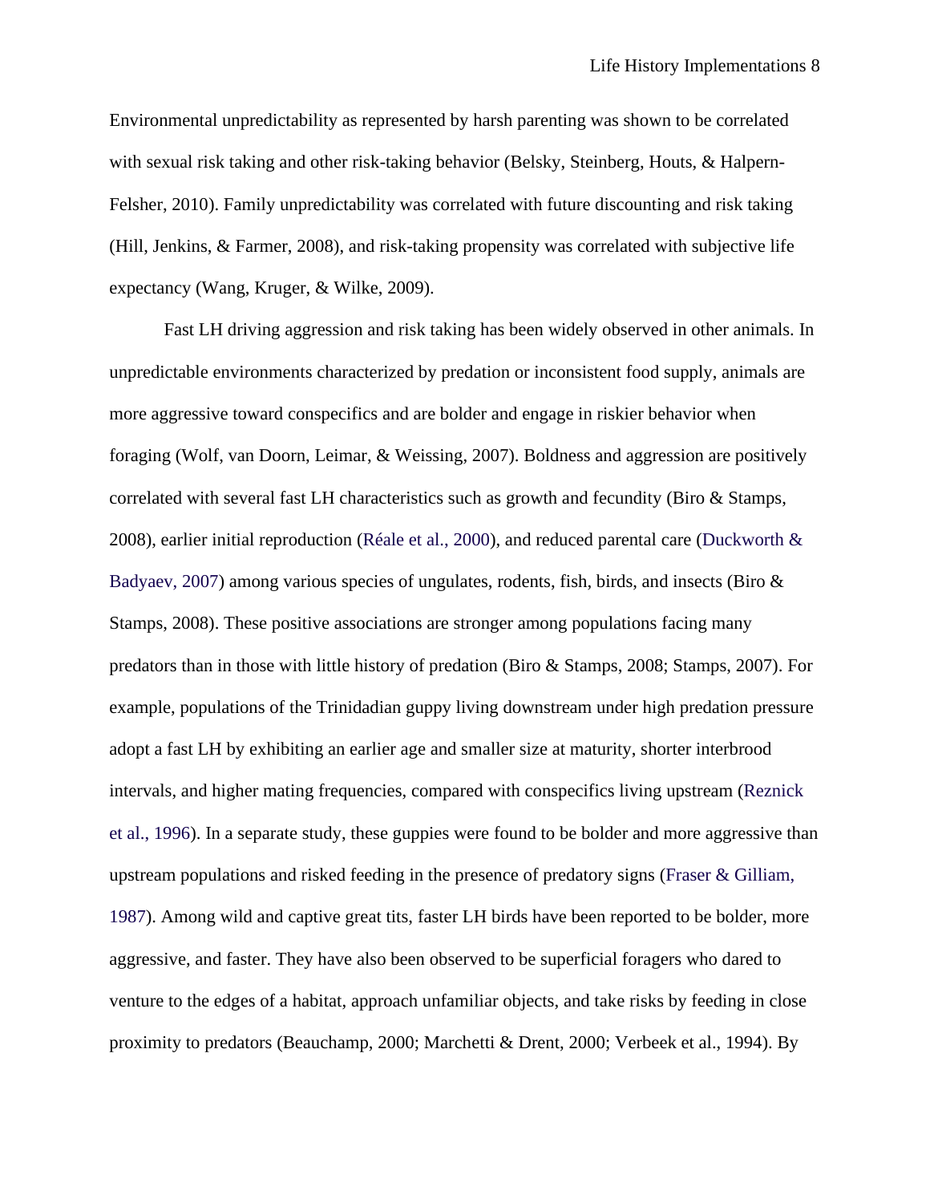Environmental unpredictability as represented by harsh parenting was shown to be correlated with sexual risk taking and other risk-taking behavior (Belsky, Steinberg, Houts, & Halpern-Felsher, 2010). Family unpredictability was correlated with future discounting and risk taking (Hill, Jenkins, & Farmer, 2008), and risk-taking propensity was correlated with subjective life expectancy (Wang, Kruger, & Wilke, 2009).

Fast LH driving aggression and risk taking has been widely observed in other animals. In unpredictable environments characterized by predation or inconsistent food supply, animals are more aggressive toward conspecifics and are bolder and engage in riskier behavior when foraging (Wolf, van Doorn, Leimar, & Weissing, 2007). Boldness and aggression are positively correlated with several fast LH characteristics such as growth and fecundity (Biro & Stamps, 2008), earlier initial reproduction (Réale et al., 2000), and reduced parental care (Duckworth & Badyaev, 2007) among various species of ungulates, rodents, fish, birds, and insects (Biro & Stamps, 2008). These positive associations are stronger among populations facing many predators than in those with little history of predation (Biro & Stamps, 2008; Stamps, 2007). For example, populations of the Trinidadian guppy living downstream under high predation pressure adopt a fast LH by exhibiting an earlier age and smaller size at maturity, shorter interbrood intervals, and higher mating frequencies, compared with conspecifics living upstream (Reznick et al., 1996). In a separate study, these guppies were found to be bolder and more aggressive than upstream populations and risked feeding in the presence of predatory signs (Fraser & Gilliam, 1987). Among wild and captive great tits, faster LH birds have been reported to be bolder, more aggressive, and faster. They have also been observed to be superficial foragers who dared to venture to the edges of a habitat, approach unfamiliar objects, and take risks by feeding in close proximity to predators (Beauchamp, 2000; Marchetti & Drent, 2000; Verbeek et al., 1994). By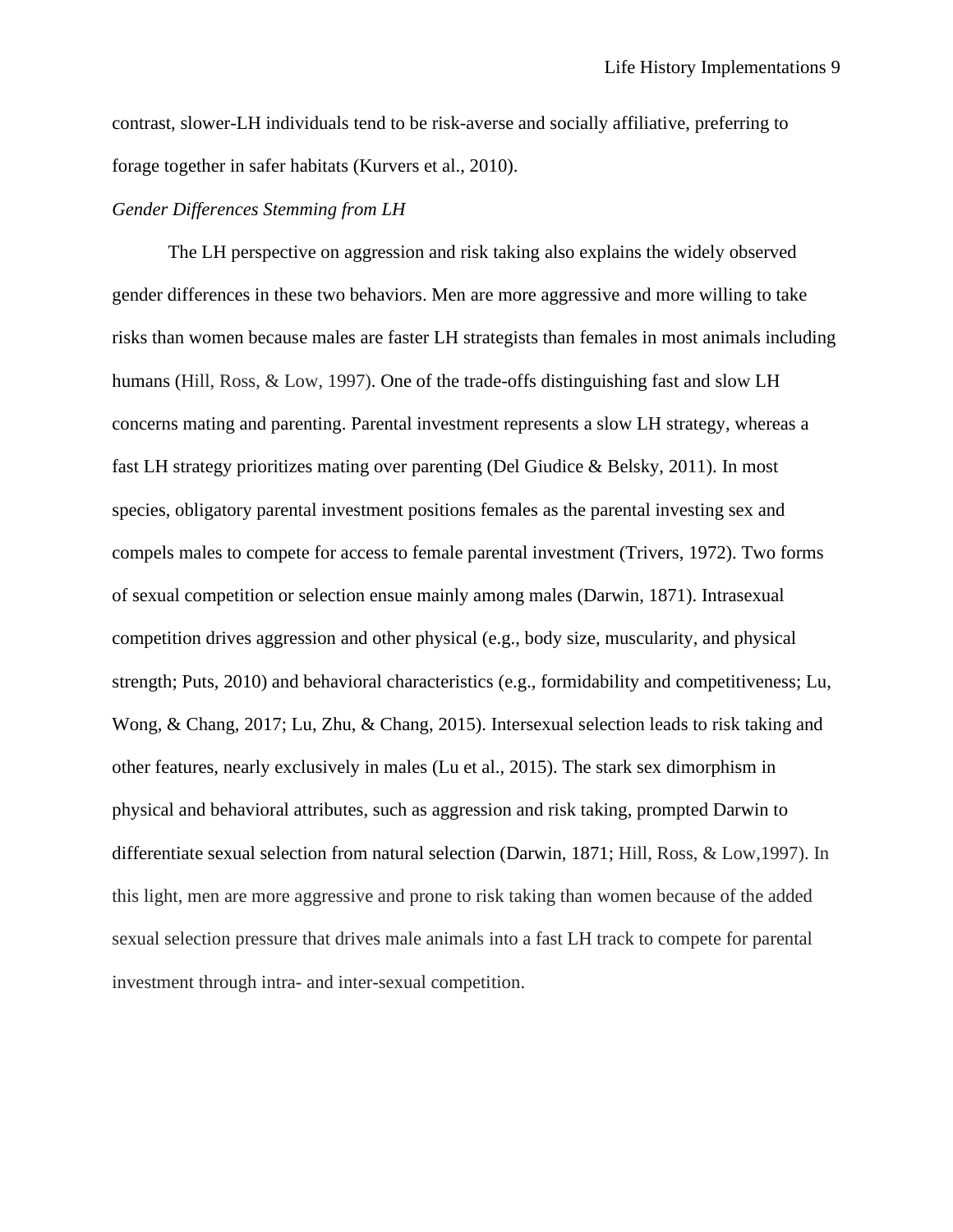contrast, slower-LH individuals tend to be risk-averse and socially affiliative, preferring to forage together in safer habitats (Kurvers et al., 2010).

*Gender Differences Stemming from LH*

The LH perspective on aggression and risk taking also explains the widely observed gender differences in these two behaviors. Men are more aggressive and more willing to take risks than women because males are faster LH strategists than females in most animals including humans (Hill, Ross, & Low, 1997). One of the trade-offs distinguishing fast and slow LH concerns mating and parenting. Parental investment represents a slow LH strategy, whereas a fast LH strategy prioritizes mating over parenting (Del Giudice & Belsky, 2011). In most species, obligatory parental investment positions females as the parental investing sex and compels males to compete for access to female parental investment (Trivers, 1972). Two forms of sexual competition or selection ensue mainly among males (Darwin, 1871). Intrasexual competition drives aggression and other physical (e.g., body size, muscularity, and physical strength; Puts, 2010) and behavioral characteristics (e.g., formidability and competitiveness; Lu, Wong, & Chang, 2017; Lu, Zhu, & Chang, 2015). Intersexual selection leads to risk taking and other features, nearly exclusively in males (Lu et al., 2015). The stark sex dimorphism in physical and behavioral attributes, such as aggression and risk taking, prompted Darwin to differentiate sexual selection from natural selection (Darwin, 1871; Hill, Ross, & Low,1997). In this light, men are more aggressive and prone to risk taking than women because of the added sexual selection pressure that drives male animals into a fast LH track to compete for parental investment through intra- and inter-sexual competition.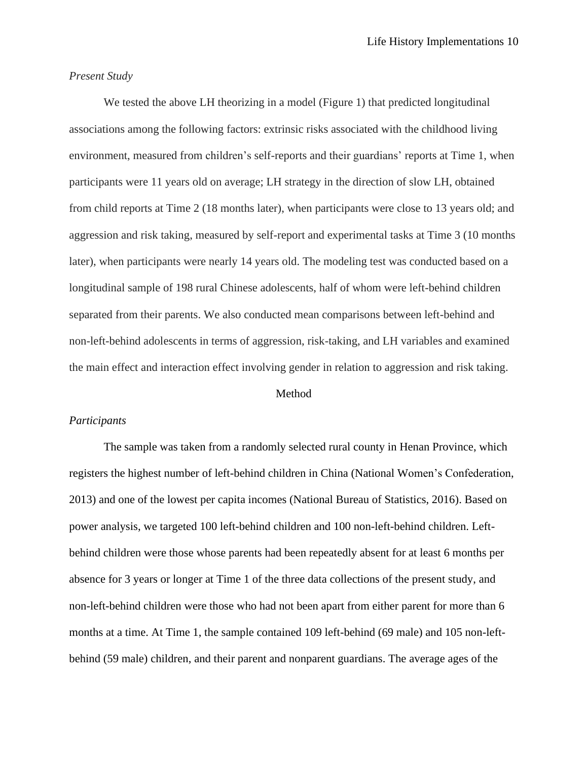*Present Study*

We tested the above LH theorizing in a model (Figure 1) that predicted longitudinal associations among the following factors: extrinsic risks associated with the childhood living environment, measured from children's self-reports and their guardians' reports at Time 1, when participants were 11 years old on average; LH strategy in the direction of slow LH, obtained from child reports at Time 2 (18 months later), when participants were close to 13 years old; and aggression and risk taking, measured by self-report and experimental tasks at Time 3 (10 months later), when participants were nearly 14 years old. The modeling test was conducted based on a longitudinal sample of 198 rural Chinese adolescents, half of whom were left-behind children separated from their parents. We also conducted mean comparisons between left-behind and non-left-behind adolescents in terms of aggression, risk-taking, and LH variables and examined the main effect and interaction effect involving gender in relation to aggression and risk taking.

## Method

*Participants*

The sample was taken from a randomly selected rural county in Henan Province, which registers the highest number of left-behind children in China (National Women's Confederation, 2013) and one of the lowest per capita incomes (National Bureau of Statistics, 2016). Based on power analysis, we targeted 100 left-behind children and 100 non-left-behind children. Left-behind children were those whose parents had been repeatedly absent for at least 6 months per absence for 3 years or longer at Time 1 of the three data collections of the present study, and non-left-behind children were those who had not been apart from either parent for more than 6 months at a time. At Time 1, the sample contained 109 left-behind (69 male) and 105 non-left-behind (59 male) children, and their parent and nonparent guardians. The average ages of the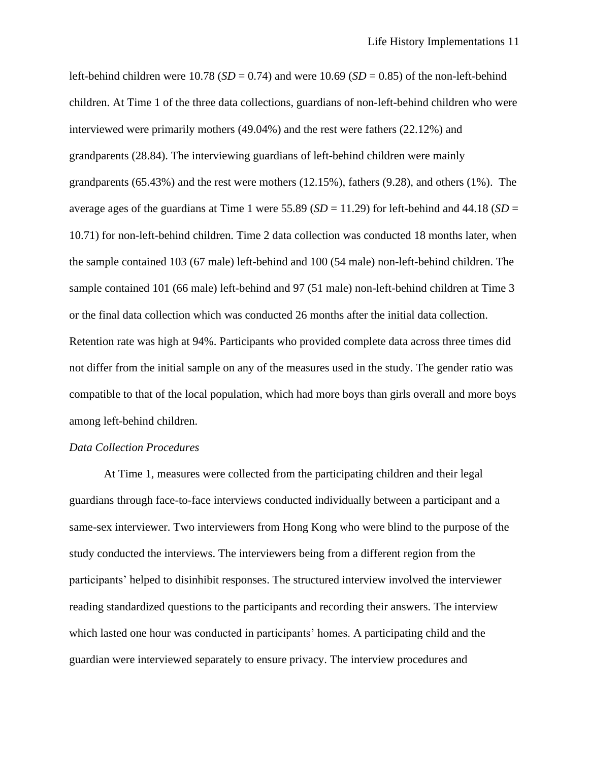left-behind children were 10.78 (*SD* = 0.74) and were 10.69 (*SD* = 0.85) of the non-left-behind children. At Time 1 of the three data collections, guardians of non-left-behind children who were interviewed were primarily mothers (49.04%) and the rest were fathers (22.12%) and grandparents (28.84). The interviewing guardians of left-behind children were mainly grandparents (65.43%) and the rest were mothers (12.15%), fathers (9.28), and others (1%). The average ages of the guardians at Time 1 were 55.89 (*SD* = 11.29) for left-behind and 44.18 (*SD* = 10.71) for non-left-behind children. Time 2 data collection was conducted 18 months later, when the sample contained 103 (67 male) left-behind and 100 (54 male) non-left-behind children. The sample contained 101 (66 male) left-behind and 97 (51 male) non-left-behind children at Time 3 or the final data collection which was conducted 26 months after the initial data collection. Retention rate was high at 94%. Participants who provided complete data across three times did not differ from the initial sample on any of the measures used in the study. The gender ratio was compatible to that of the local population, which had more boys than girls overall and more boys among left-behind children.

*Data Collection Procedures*

At Time 1, measures were collected from the participating children and their legal guardians through face-to-face interviews conducted individually between a participant and a same-sex interviewer. Two interviewers from Hong Kong who were blind to the purpose of the study conducted the interviews. The interviewers being from a different region from the participants' helped to disinhibit responses. The structured interview involved the interviewer reading standardized questions to the participants and recording their answers. The interview which lasted one hour was conducted in participants' homes. A participating child and the guardian were interviewed separately to ensure privacy. The interview procedures and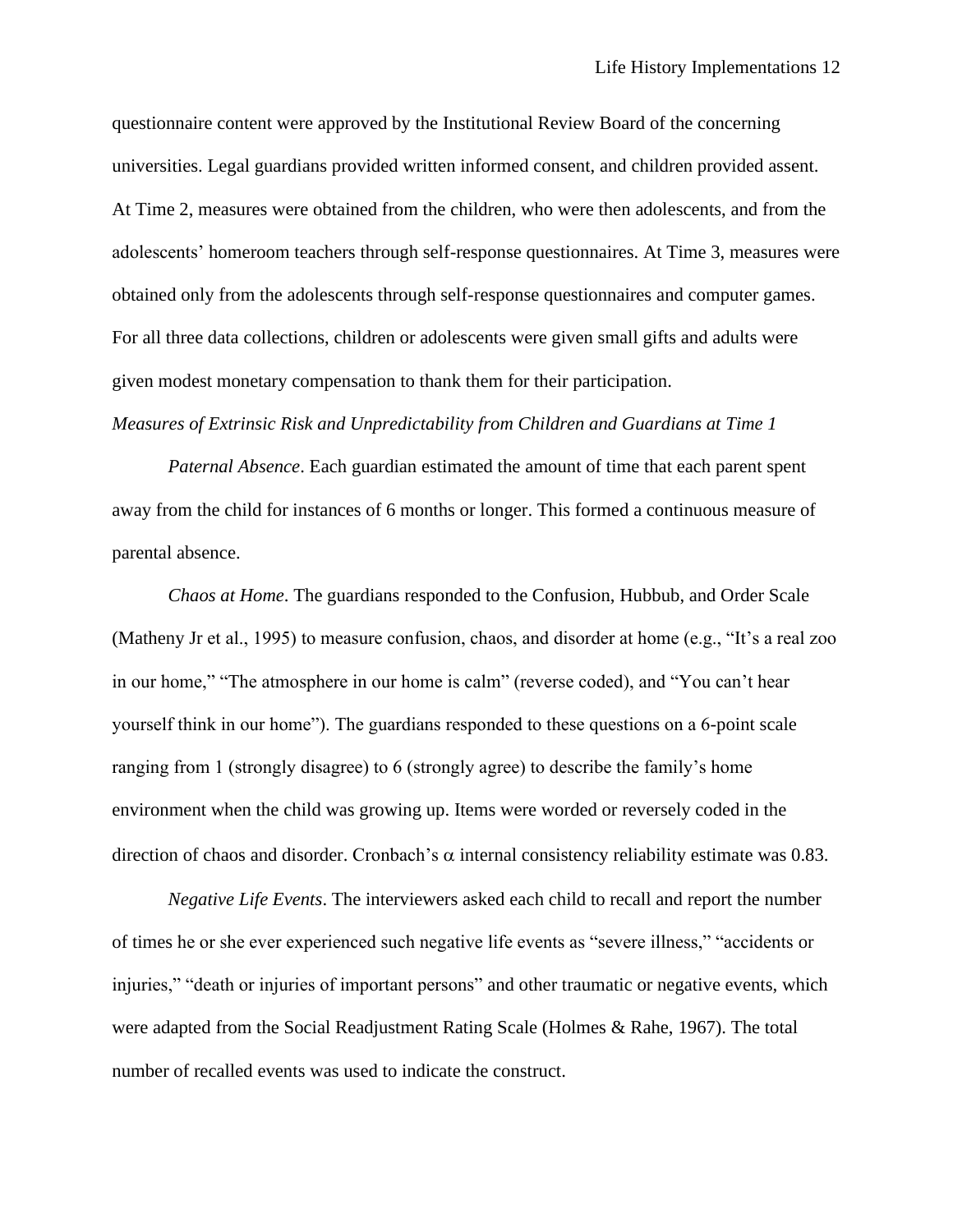questionnaire content were approved by the Institutional Review Board of the concerning universities. Legal guardians provided written informed consent, and children provided assent. At Time 2, measures were obtained from the children, who were then adolescents, and from the adolescents' homeroom teachers through self-response questionnaires. At Time 3, measures were obtained only from the adolescents through self-response questionnaires and computer games. For all three data collections, children or adolescents were given small gifts and adults were given modest monetary compensation to thank them for their participation.

*Measures of Extrinsic Risk and Unpredictability from Children and Guardians at Time 1*

*Paternal Absence*. Each guardian estimated the amount of time that each parent spent away from the child for instances of 6 months or longer. This formed a continuous measure of parental absence.

*Chaos at Home*. The guardians responded to the Confusion, Hubbub, and Order Scale (Matheny Jr et al., 1995) to measure confusion, chaos, and disorder at home (e.g., "It's a real zoo in our home," "The atmosphere in our home is calm" (reverse coded), and "You can't hear yourself think in our home"). The guardians responded to these questions on a 6-point scale ranging from 1 (strongly disagree) to 6 (strongly agree) to describe the family's home environment when the child was growing up. Items were worded or reversely coded in the direction of chaos and disorder. Cronbach's $\alpha$ internal consistency reliability estimate was 0.83.

*Negative Life Events*. The interviewers asked each child to recall and report the number of times he or she ever experienced such negative life events as "severe illness," "accidents or injuries," "death or injuries of important persons" and other traumatic or negative events, which were adapted from the Social Readjustment Rating Scale (Holmes & Rahe, 1967). The total number of recalled events was used to indicate the construct.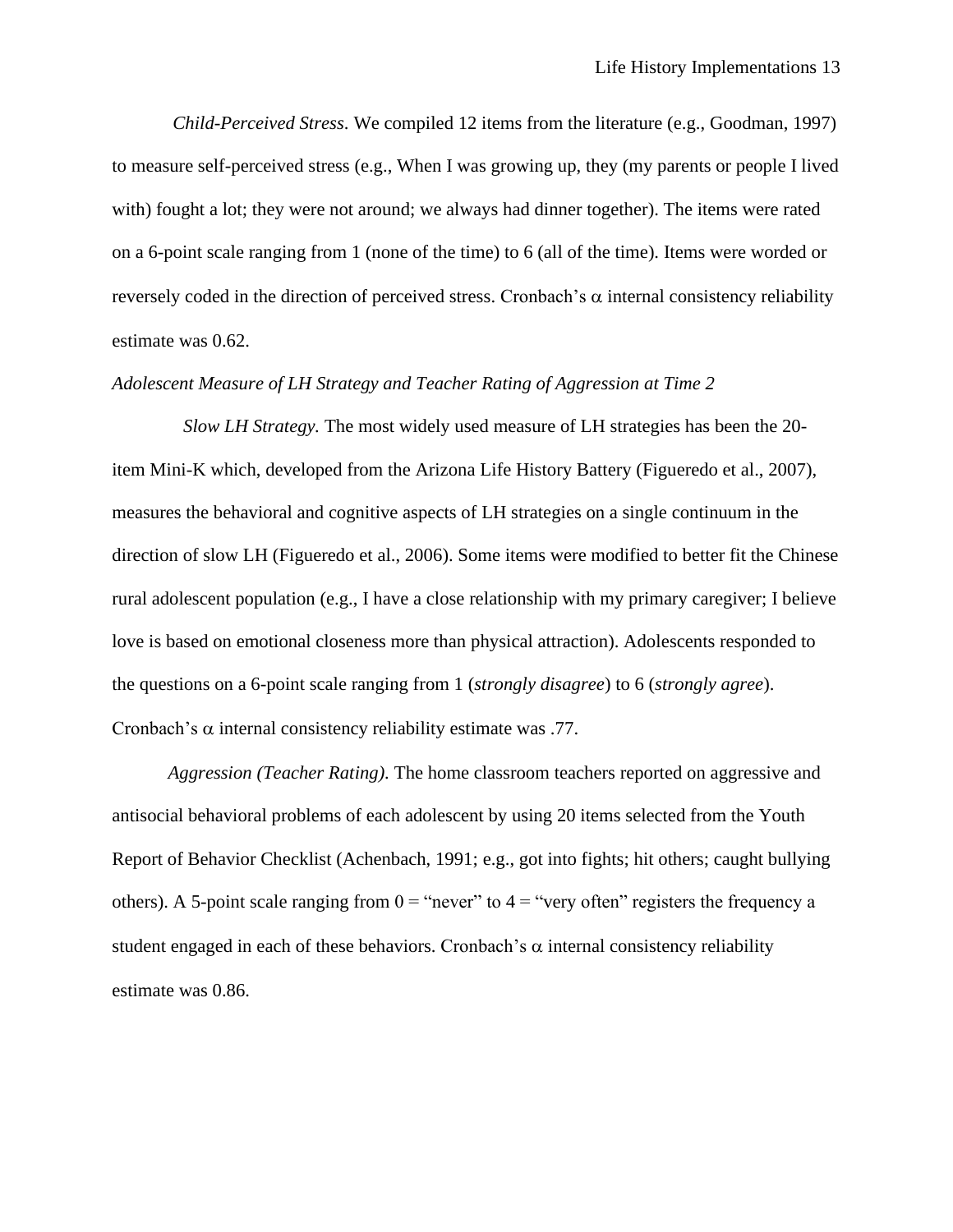*Child-Perceived Stress*. We compiled 12 items from the literature (e.g., Goodman, 1997) to measure self-perceived stress (e.g., When I was growing up, they (my parents or people I lived with) fought a lot; they were not around; we always had dinner together). The items were rated on a 6-point scale ranging from 1 (none of the time) to 6 (all of the time). Items were worded or reversely coded in the direction of perceived stress. Cronbach's $\alpha$ internal consistency reliability estimate was 0.62.

*Adolescent Measure of LH Strategy and Teacher Rating of Aggression at Time 2*

*Slow LH Strategy.* The most widely used measure of LH strategies has been the 20-item Mini-K which, developed from the Arizona Life History Battery (Figueredo et al., 2007), measures the behavioral and cognitive aspects of LH strategies on a single continuum in the direction of slow LH (Figueredo et al., 2006). Some items were modified to better fit the Chinese rural adolescent population (e.g., I have a close relationship with my primary caregiver; I believe love is based on emotional closeness more than physical attraction). Adolescents responded to the questions on a 6-point scale ranging from 1 (*strongly disagree*) to 6 (*strongly agree*). Cronbach's $\alpha$ internal consistency reliability estimate was .77.

*Aggression (Teacher Rating).* The home classroom teachers reported on aggressive and antisocial behavioral problems of each adolescent by using 20 items selected from the Youth Report of Behavior Checklist (Achenbach, 1991; e.g., got into fights; hit others; caught bullying others). A 5-point scale ranging from 0 = "never" to 4 = "very often" registers the frequency a student engaged in each of these behaviors. Cronbach's $\alpha$ internal consistency reliability estimate was 0.86.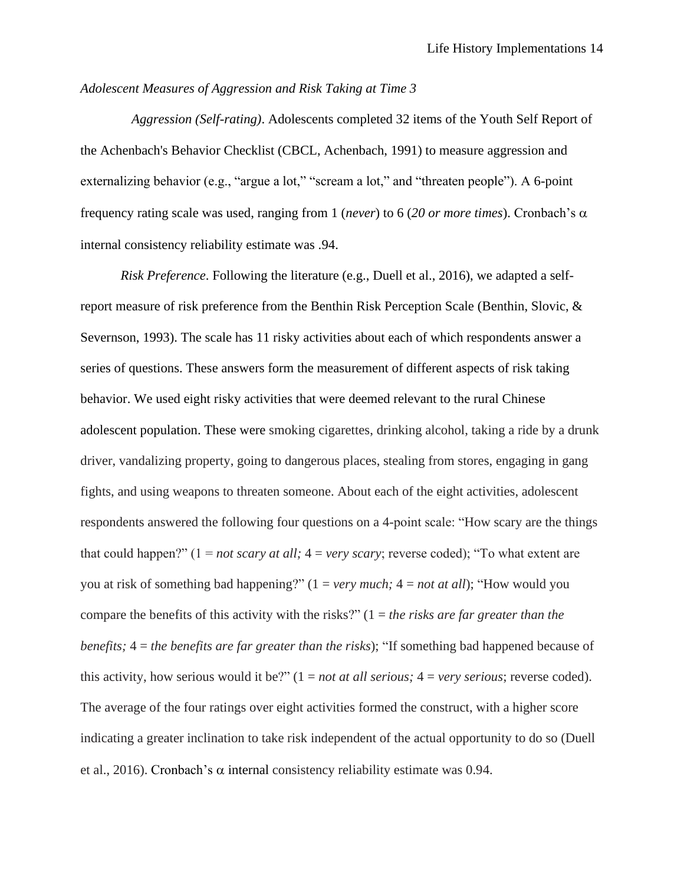*Adolescent Measures of Aggression and Risk Taking at Time 3*

*Aggression (Self-rating)*. Adolescents completed 32 items of the Youth Self Report of the Achenbach's Behavior Checklist (CBCL, Achenbach, 1991) to measure aggression and externalizing behavior (e.g., "argue a lot," "scream a lot," and "threaten people"). A 6-point frequency rating scale was used, ranging from 1 (*never*) to 6 (*20 or more times*). Cronbach's $\alpha$ internal consistency reliability estimate was .94.

*Risk Preference*. Following the literature (e.g., Duell et al., 2016), we adapted a self-report measure of risk preference from the Benthin Risk Perception Scale (Benthin, Slovic, & Severnson, 1993). The scale has 11 risky activities about each of which respondents answer a series of questions. These answers form the measurement of different aspects of risk taking behavior. We used eight risky activities that were deemed relevant to the rural Chinese adolescent population. These were smoking cigarettes, drinking alcohol, taking a ride by a drunk driver, vandalizing property, going to dangerous places, stealing from stores, engaging in gang fights, and using weapons to threaten someone. About each of the eight activities, adolescent respondents answered the following four questions on a 4-point scale: "How scary are the things that could happen?" (1 = *not scary at all;* 4 = *very scary*; reverse coded); "To what extent are you at risk of something bad happening?" (1 = *very much;* 4 = *not at all*); "How would you compare the benefits of this activity with the risks?" (1 = *the risks are far greater than the benefits;* 4 = *the benefits are far greater than the risks*); "If something bad happened because of this activity, how serious would it be?" (1 = *not at all serious;* 4 = *very serious*; reverse coded). The average of the four ratings over eight activities formed the construct, with a higher score indicating a greater inclination to take risk independent of the actual opportunity to do so (Duell et al., 2016). Cronbach's $\alpha$ internal consistency reliability estimate was 0.94.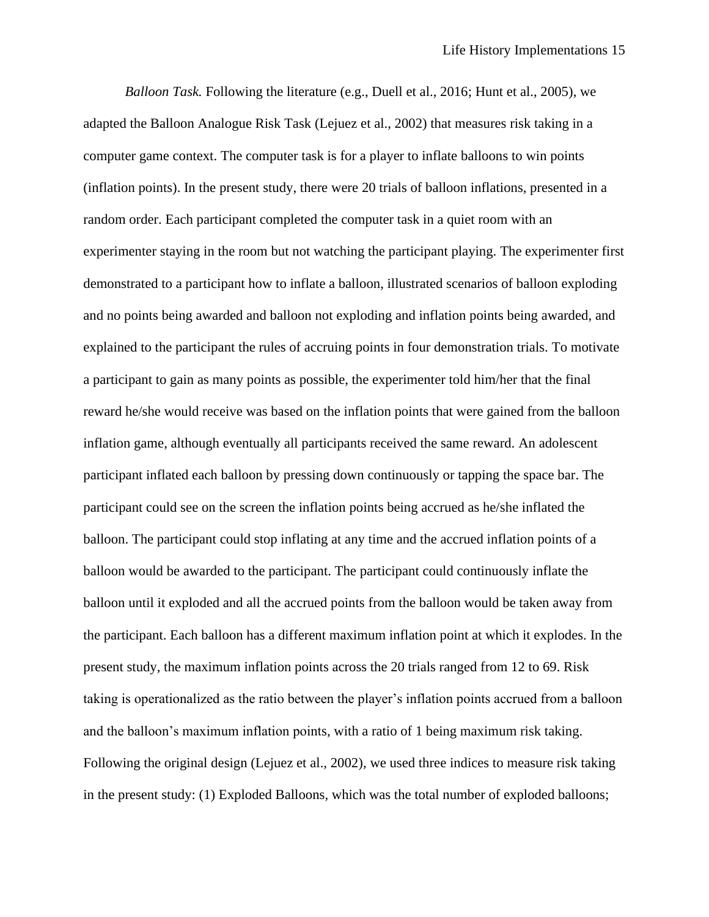*Balloon Task.* Following the literature (e.g., Duell et al., 2016; Hunt et al., 2005), we adapted the Balloon Analogue Risk Task (Lejuez et al., 2002) that measures risk taking in a computer game context. The computer task is for a player to inflate balloons to win points (inflation points). In the present study, there were 20 trials of balloon inflations, presented in a random order. Each participant completed the computer task in a quiet room with an experimenter staying in the room but not watching the participant playing. The experimenter first demonstrated to a participant how to inflate a balloon, illustrated scenarios of balloon exploding and no points being awarded and balloon not exploding and inflation points being awarded, and explained to the participant the rules of accruing points in four demonstration trials. To motivate a participant to gain as many points as possible, the experimenter told him/her that the final reward he/she would receive was based on the inflation points that were gained from the balloon inflation game, although eventually all participants received the same reward. An adolescent participant inflated each balloon by pressing down continuously or tapping the space bar. The participant could see on the screen the inflation points being accrued as he/she inflated the balloon. The participant could stop inflating at any time and the accrued inflation points of a balloon would be awarded to the participant. The participant could continuously inflate the balloon until it exploded and all the accrued points from the balloon would be taken away from the participant. Each balloon has a different maximum inflation point at which it explodes. In the present study, the maximum inflation points across the 20 trials ranged from 12 to 69. Risk taking is operationalized as the ratio between the player's inflation points accrued from a balloon and the balloon's maximum inflation points, with a ratio of 1 being maximum risk taking. Following the original design (Lejuez et al., 2002), we used three indices to measure risk taking in the present study: (1) Exploded Balloons, which was the total number of exploded balloons;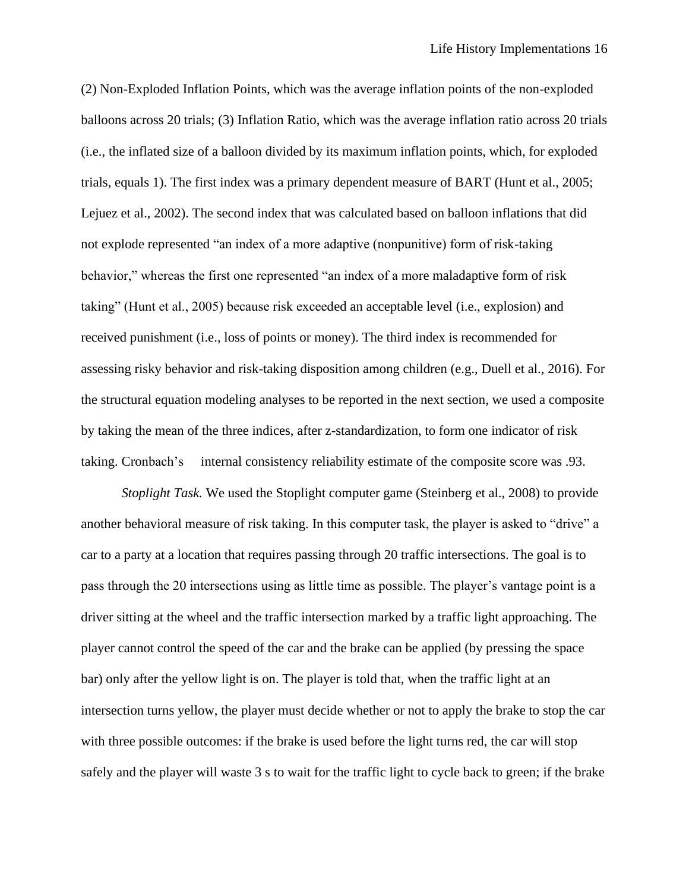(2) Non-Exploded Inflation Points, which was the average inflation points of the non-exploded balloons across 20 trials; (3) Inflation Ratio, which was the average inflation ratio across 20 trials (i.e., the inflated size of a balloon divided by its maximum inflation points, which, for exploded trials, equals 1). The first index was a primary dependent measure of BART (Hunt et al., 2005; Lejuez et al., 2002). The second index that was calculated based on balloon inflations that did not explode represented "an index of a more adaptive (nonpunitive) form of risk-taking behavior," whereas the first one represented "an index of a more maladaptive form of risk taking" (Hunt et al., 2005) because risk exceeded an acceptable level (i.e., explosion) and received punishment (i.e., loss of points or money). The third index is recommended for assessing risky behavior and risk-taking disposition among children (e.g., Duell et al., 2016). For the structural equation modeling analyses to be reported in the next section, we used a composite by taking the mean of the three indices, after z-standardization, to form one indicator of risk taking. Cronbach's internal consistency reliability estimate of the composite score was .93.

*Stoplight Task.* We used the Stoplight computer game (Steinberg et al., 2008) to provide another behavioral measure of risk taking. In this computer task, the player is asked to "drive" a car to a party at a location that requires passing through 20 traffic intersections. The goal is to pass through the 20 intersections using as little time as possible. The player's vantage point is a driver sitting at the wheel and the traffic intersection marked by a traffic light approaching. The player cannot control the speed of the car and the brake can be applied (by pressing the space bar) only after the yellow light is on. The player is told that, when the traffic light at an intersection turns yellow, the player must decide whether or not to apply the brake to stop the car with three possible outcomes: if the brake is used before the light turns red, the car will stop safely and the player will waste 3 s to wait for the traffic light to cycle back to green; if the brake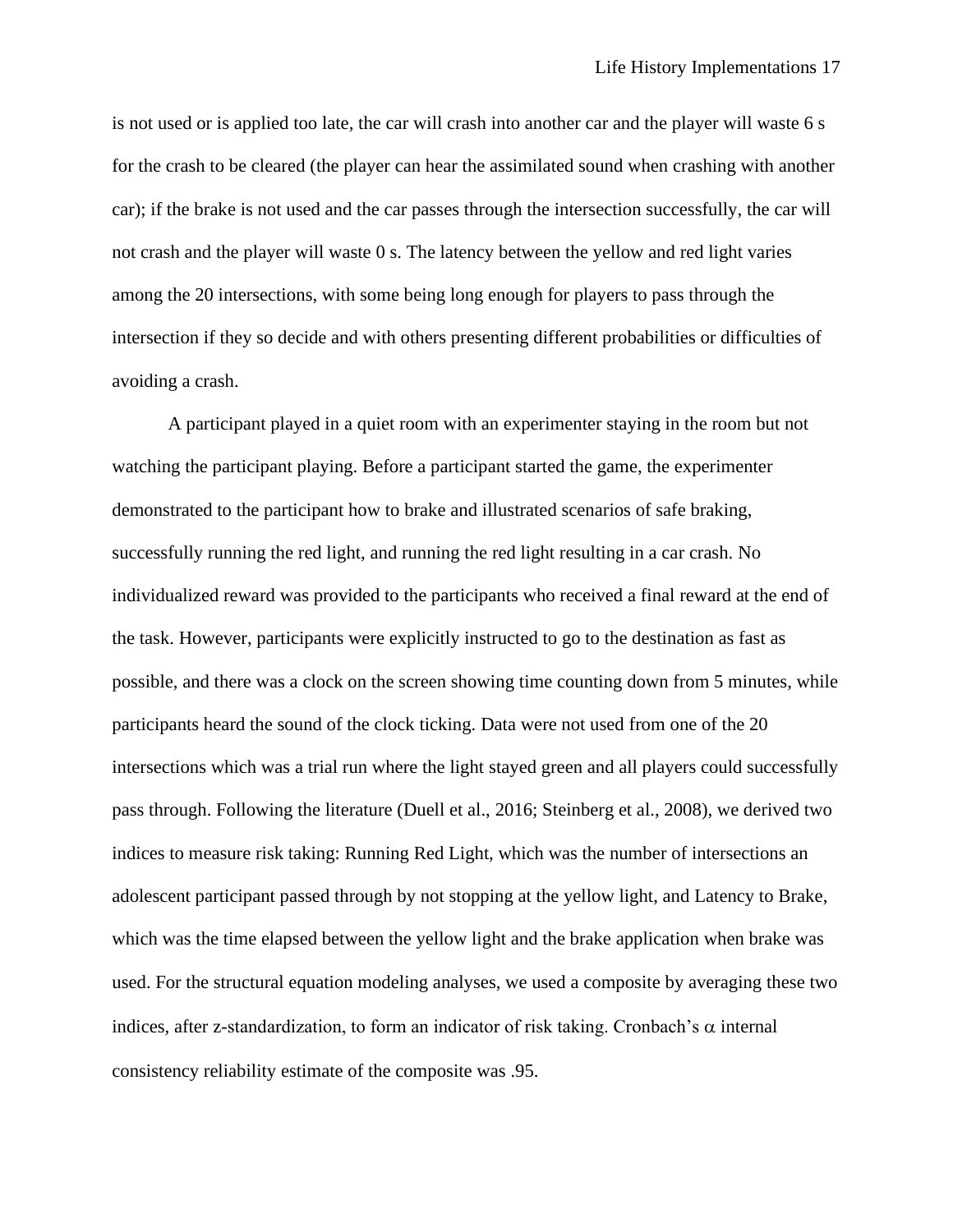is not used or is applied too late, the car will crash into another car and the player will waste 6 s for the crash to be cleared (the player can hear the assimilated sound when crashing with another car); if the brake is not used and the car passes through the intersection successfully, the car will not crash and the player will waste 0 s. The latency between the yellow and red light varies among the 20 intersections, with some being long enough for players to pass through the intersection if they so decide and with others presenting different probabilities or difficulties of avoiding a crash.

A participant played in a quiet room with an experimenter staying in the room but not watching the participant playing. Before a participant started the game, the experimenter demonstrated to the participant how to brake and illustrated scenarios of safe braking, successfully running the red light, and running the red light resulting in a car crash. No individualized reward was provided to the participants who received a final reward at the end of the task. However, participants were explicitly instructed to go to the destination as fast as possible, and there was a clock on the screen showing time counting down from 5 minutes, while participants heard the sound of the clock ticking. Data were not used from one of the 20 intersections which was a trial run where the light stayed green and all players could successfully pass through. Following the literature (Duell et al., 2016; Steinberg et al., 2008), we derived two indices to measure risk taking: Running Red Light, which was the number of intersections an adolescent participant passed through by not stopping at the yellow light, and Latency to Brake, which was the time elapsed between the yellow light and the brake application when brake was used. For the structural equation modeling analyses, we used a composite by averaging these two indices, after z-standardization, to form an indicator of risk taking. Cronbach's $\alpha$ internal consistency reliability estimate of the composite was .95.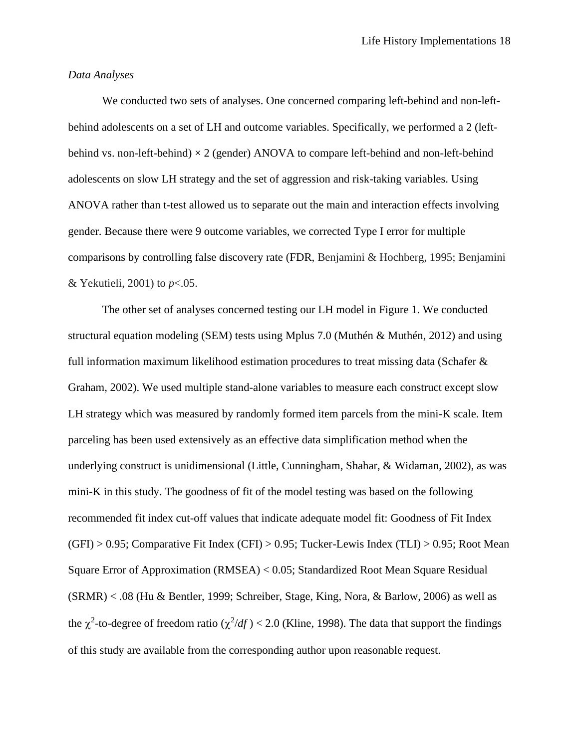*Data Analyses*

We conducted two sets of analyses. One concerned comparing left-behind and non-left-behind adolescents on a set of LH and outcome variables. Specifically, we performed a 2 (left-behind vs. non-left-behind) × 2 (gender) ANOVA to compare left-behind and non-left-behind adolescents on slow LH strategy and the set of aggression and risk-taking variables. Using ANOVA rather than t-test allowed us to separate out the main and interaction effects involving gender. Because there were 9 outcome variables, we corrected Type I error for multiple comparisons by controlling false discovery rate (FDR, Benjamini & Hochberg, 1995; Benjamini & Yekutieli, 2001) to $p<.05$.

The other set of analyses concerned testing our LH model in Figure 1. We conducted structural equation modeling (SEM) tests using Mplus 7.0 (Muthén & Muthén, 2012) and using full information maximum likelihood estimation procedures to treat missing data (Schafer & Graham, 2002). We used multiple stand-alone variables to measure each construct except slow LH strategy which was measured by randomly formed item parcels from the mini-K scale. Item parceling has been used extensively as an effective data simplification method when the underlying construct is unidimensional (Little, Cunningham, Shahar, & Widaman, 2002), as was mini-K in this study. The goodness of fit of the model testing was based on the following recommended fit index cut-off values that indicate adequate model fit: Goodness of Fit Index (GFI) > 0.95; Comparative Fit Index (CFI) > 0.95; Tucker-Lewis Index (TLI) > 0.95; Root Mean Square Error of Approximation (RMSEA) < 0.05; Standardized Root Mean Square Residual (SRMR) < .08 (Hu & Bentler, 1999; Schreiber, Stage, King, Nora, & Barlow, 2006) as well as the $\chi^2$-to-degree of freedom ratio ($\chi^2/df$) < 2.0 (Kline, 1998). The data that support the findings of this study are available from the corresponding author upon reasonable request.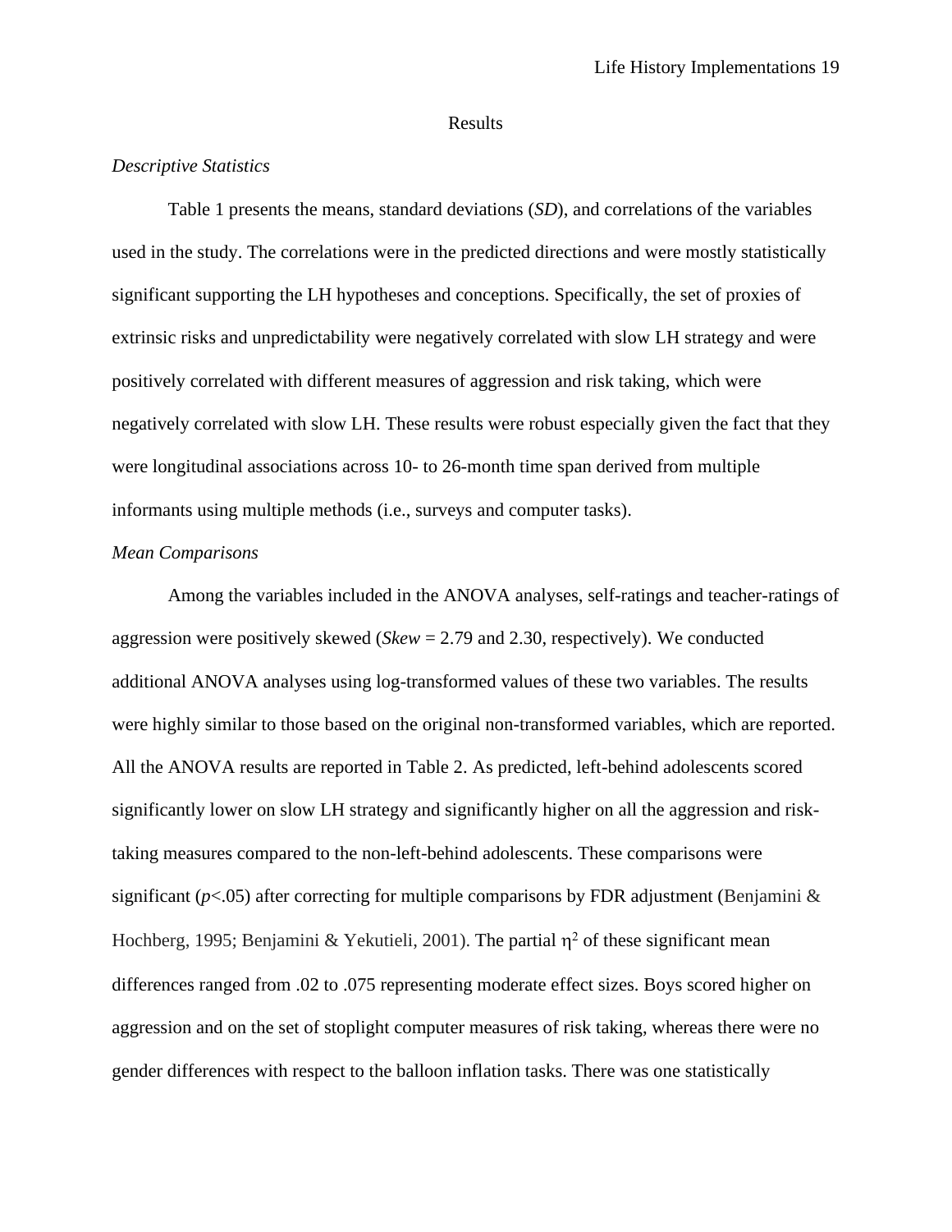## Results

### *Descriptive Statistics*

Table 1 presents the means, standard deviations (*SD*), and correlations of the variables used in the study. The correlations were in the predicted directions and were mostly statistically significant supporting the LH hypotheses and conceptions. Specifically, the set of proxies of extrinsic risks and unpredictability were negatively correlated with slow LH strategy and were positively correlated with different measures of aggression and risk taking, which were negatively correlated with slow LH. These results were robust especially given the fact that they were longitudinal associations across 10- to 26-month time span derived from multiple informants using multiple methods (i.e., surveys and computer tasks).

### *Mean Comparisons*

Among the variables included in the ANOVA analyses, self-ratings and teacher-ratings of aggression were positively skewed (*Skew* = 2.79 and 2.30, respectively). We conducted additional ANOVA analyses using log-transformed values of these two variables. The results were highly similar to those based on the original non-transformed variables, which are reported. All the ANOVA results are reported in Table 2. As predicted, left-behind adolescents scored significantly lower on slow LH strategy and significantly higher on all the aggression and risk-taking measures compared to the non-left-behind adolescents. These comparisons were significant ($p<.05$) after correcting for multiple comparisons by FDR adjustment (Benjamini & Hochberg, 1995; Benjamini & Yekutieli, 2001). The partial $\eta^2$ of these significant mean differences ranged from .02 to .075 representing moderate effect sizes. Boys scored higher on aggression and on the set of stoplight computer measures of risk taking, whereas there were no gender differences with respect to the balloon inflation tasks. There was one statistically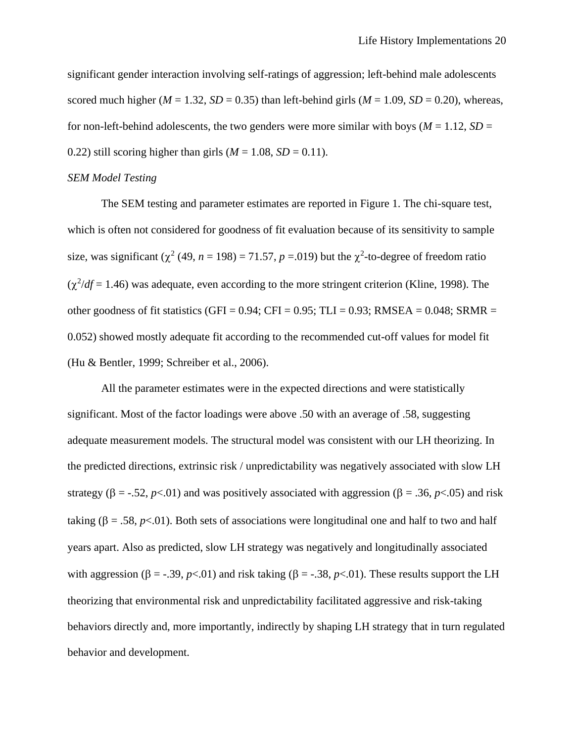significant gender interaction involving self-ratings of aggression; left-behind male adolescents scored much higher (*M* = 1.32, *SD* = 0.35) than left-behind girls (*M* = 1.09, *SD* = 0.20), whereas, for non-left-behind adolescents, the two genders were more similar with boys (*M* = 1.12, *SD* = 0.22) still scoring higher than girls (*M* = 1.08, *SD* = 0.11).

### *SEM Model Testing*

The SEM testing and parameter estimates are reported in Figure 1. The chi-square test, which is often not considered for goodness of fit evaluation because of its sensitivity to sample size, was significant ($\chi^2$ (49, *n* = 198) = 71.57, *p* =.019) but the $\chi^2$-to-degree of freedom ratio ($\chi^2/df$ = 1.46) was adequate, even according to the more stringent criterion (Kline, 1998). The other goodness of fit statistics (GFI = 0.94; CFI = 0.95; TLI = 0.93; RMSEA = 0.048; SRMR = 0.052) showed mostly adequate fit according to the recommended cut-off values for model fit (Hu & Bentler, 1999; Schreiber et al., 2006).

All the parameter estimates were in the expected directions and were statistically significant. Most of the factor loadings were above .50 with an average of .58, suggesting adequate measurement models. The structural model was consistent with our LH theorizing. In the predicted directions, extrinsic risk / unpredictability was negatively associated with slow LH strategy ($\beta$ = -.52, $p$<.01) and was positively associated with aggression ($\beta$ = .36, $p$<.05) and risk taking ($\beta$ = .58, $p$<.01). Both sets of associations were longitudinal one and half to two and half years apart. Also as predicted, slow LH strategy was negatively and longitudinally associated with aggression ($\beta$ = -.39, $p$<.01) and risk taking ($\beta$ = -.38, $p$<.01). These results support the LH theorizing that environmental risk and unpredictability facilitated aggressive and risk-taking behaviors directly and, more importantly, indirectly by shaping LH strategy that in turn regulated behavior and development.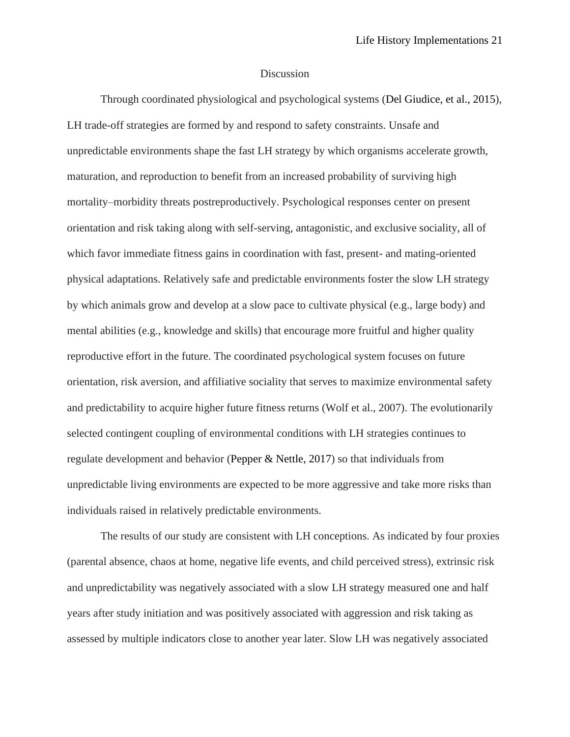# Discussion

Through coordinated physiological and psychological systems (Del Giudice, et al., 2015), LH trade-off strategies are formed by and respond to safety constraints. Unsafe and unpredictable environments shape the fast LH strategy by which organisms accelerate growth, maturation, and reproduction to benefit from an increased probability of surviving high mortality–morbidity threats postreproductively. Psychological responses center on present orientation and risk taking along with self-serving, antagonistic, and exclusive sociality, all of which favor immediate fitness gains in coordination with fast, present- and mating-oriented physical adaptations. Relatively safe and predictable environments foster the slow LH strategy by which animals grow and develop at a slow pace to cultivate physical (e.g., large body) and mental abilities (e.g., knowledge and skills) that encourage more fruitful and higher quality reproductive effort in the future. The coordinated psychological system focuses on future orientation, risk aversion, and affiliative sociality that serves to maximize environmental safety and predictability to acquire higher future fitness returns (Wolf et al., 2007). The evolutionarily selected contingent coupling of environmental conditions with LH strategies continues to regulate development and behavior (Pepper & Nettle, 2017) so that individuals from unpredictable living environments are expected to be more aggressive and take more risks than individuals raised in relatively predictable environments.

The results of our study are consistent with LH conceptions. As indicated by four proxies (parental absence, chaos at home, negative life events, and child perceived stress), extrinsic risk and unpredictability was negatively associated with a slow LH strategy measured one and half years after study initiation and was positively associated with aggression and risk taking as assessed by multiple indicators close to another year later. Slow LH was negatively associated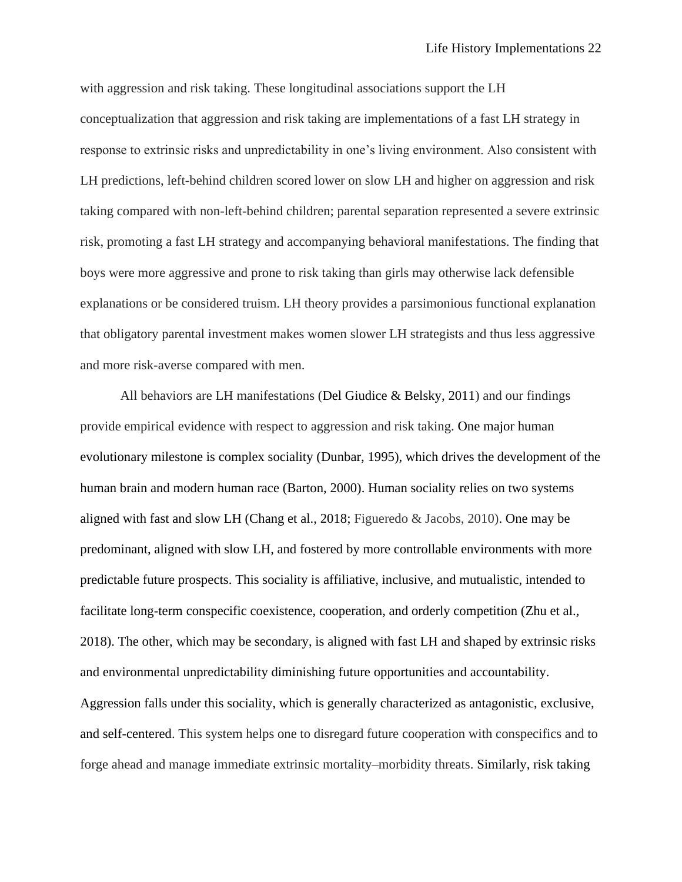with aggression and risk taking. These longitudinal associations support the LH conceptualization that aggression and risk taking are implementations of a fast LH strategy in response to extrinsic risks and unpredictability in one's living environment. Also consistent with LH predictions, left-behind children scored lower on slow LH and higher on aggression and risk taking compared with non-left-behind children; parental separation represented a severe extrinsic risk, promoting a fast LH strategy and accompanying behavioral manifestations. The finding that boys were more aggressive and prone to risk taking than girls may otherwise lack defensible explanations or be considered truism. LH theory provides a parsimonious functional explanation that obligatory parental investment makes women slower LH strategists and thus less aggressive and more risk-averse compared with men.

All behaviors are LH manifestations (Del Giudice & Belsky, 2011) and our findings provide empirical evidence with respect to aggression and risk taking. One major human evolutionary milestone is complex sociality (Dunbar, 1995), which drives the development of the human brain and modern human race (Barton, 2000). Human sociality relies on two systems aligned with fast and slow LH (Chang et al., 2018; Figueredo & Jacobs, 2010). One may be predominant, aligned with slow LH, and fostered by more controllable environments with more predictable future prospects. This sociality is affiliative, inclusive, and mutualistic, intended to facilitate long-term conspecific coexistence, cooperation, and orderly competition (Zhu et al., 2018). The other, which may be secondary, is aligned with fast LH and shaped by extrinsic risks and environmental unpredictability diminishing future opportunities and accountability. Aggression falls under this sociality, which is generally characterized as antagonistic, exclusive, and self-centered. This system helps one to disregard future cooperation with conspecifics and to forge ahead and manage immediate extrinsic mortality–morbidity threats. Similarly, risk taking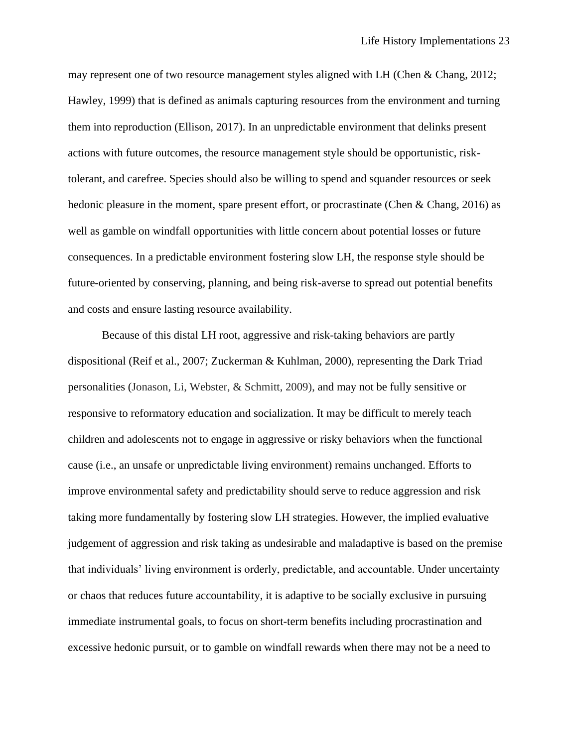may represent one of two resource management styles aligned with LH (Chen & Chang, 2012; Hawley, 1999) that is defined as animals capturing resources from the environment and turning them into reproduction (Ellison, 2017). In an unpredictable environment that delinks present actions with future outcomes, the resource management style should be opportunistic, risk-tolerant, and carefree. Species should also be willing to spend and squander resources or seek hedonic pleasure in the moment, spare present effort, or procrastinate (Chen & Chang, 2016) as well as gamble on windfall opportunities with little concern about potential losses or future consequences. In a predictable environment fostering slow LH, the response style should be future-oriented by conserving, planning, and being risk-averse to spread out potential benefits and costs and ensure lasting resource availability.

Because of this distal LH root, aggressive and risk-taking behaviors are partly dispositional (Reif et al., 2007; Zuckerman & Kuhlman, 2000), representing the Dark Triad personalities (Jonason, Li, Webster, & Schmitt, 2009), and may not be fully sensitive or responsive to reformatory education and socialization. It may be difficult to merely teach children and adolescents not to engage in aggressive or risky behaviors when the functional cause (i.e., an unsafe or unpredictable living environment) remains unchanged. Efforts to improve environmental safety and predictability should serve to reduce aggression and risk taking more fundamentally by fostering slow LH strategies. However, the implied evaluative judgement of aggression and risk taking as undesirable and maladaptive is based on the premise that individuals' living environment is orderly, predictable, and accountable. Under uncertainty or chaos that reduces future accountability, it is adaptive to be socially exclusive in pursuing immediate instrumental goals, to focus on short-term benefits including procrastination and excessive hedonic pursuit, or to gamble on windfall rewards when there may not be a need to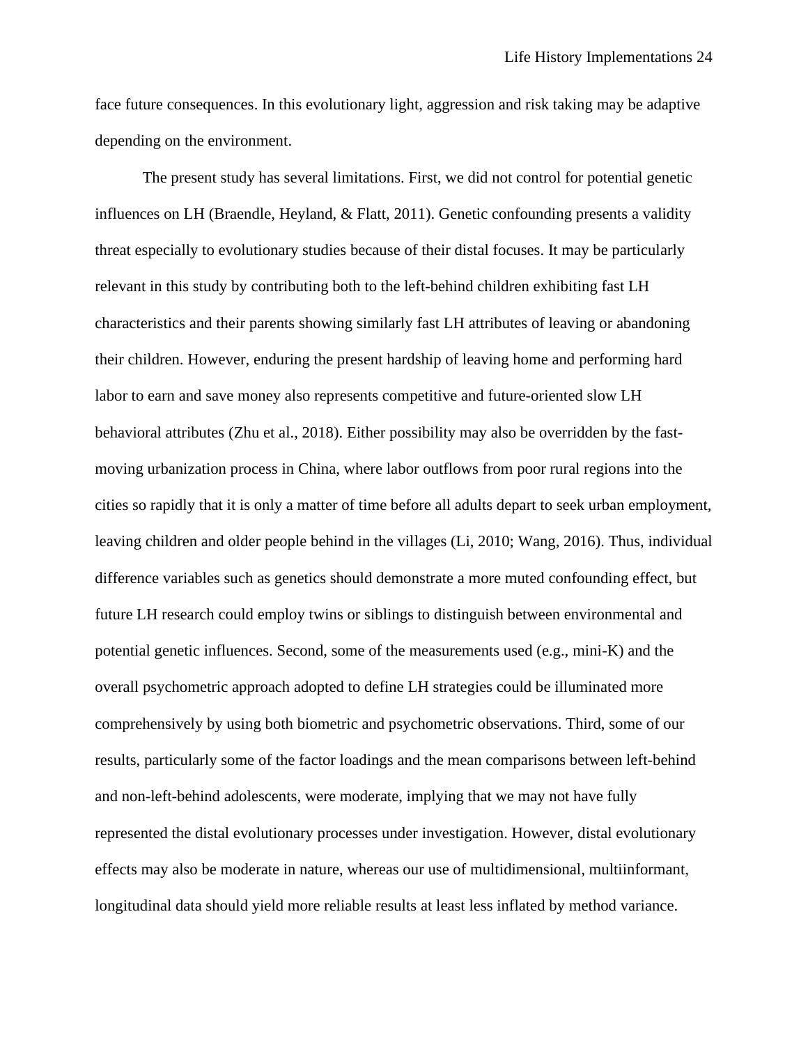face future consequences. In this evolutionary light, aggression and risk taking may be adaptive depending on the environment.

The present study has several limitations. First, we did not control for potential genetic influences on LH (Braendle, Heyland, & Flatt, 2011). Genetic confounding presents a validity threat especially to evolutionary studies because of their distal focuses. It may be particularly relevant in this study by contributing both to the left-behind children exhibiting fast LH characteristics and their parents showing similarly fast LH attributes of leaving or abandoning their children. However, enduring the present hardship of leaving home and performing hard labor to earn and save money also represents competitive and future-oriented slow LH behavioral attributes (Zhu et al., 2018). Either possibility may also be overridden by the fast-moving urbanization process in China, where labor outflows from poor rural regions into the cities so rapidly that it is only a matter of time before all adults depart to seek urban employment, leaving children and older people behind in the villages (Li, 2010; Wang, 2016). Thus, individual difference variables such as genetics should demonstrate a more muted confounding effect, but future LH research could employ twins or siblings to distinguish between environmental and potential genetic influences. Second, some of the measurements used (e.g., mini-K) and the overall psychometric approach adopted to define LH strategies could be illuminated more comprehensively by using both biometric and psychometric observations. Third, some of our results, particularly some of the factor loadings and the mean comparisons between left-behind and non-left-behind adolescents, were moderate, implying that we may not have fully represented the distal evolutionary processes under investigation. However, distal evolutionary effects may also be moderate in nature, whereas our use of multidimensional, multiinformant, longitudinal data should yield more reliable results at least less inflated by method variance.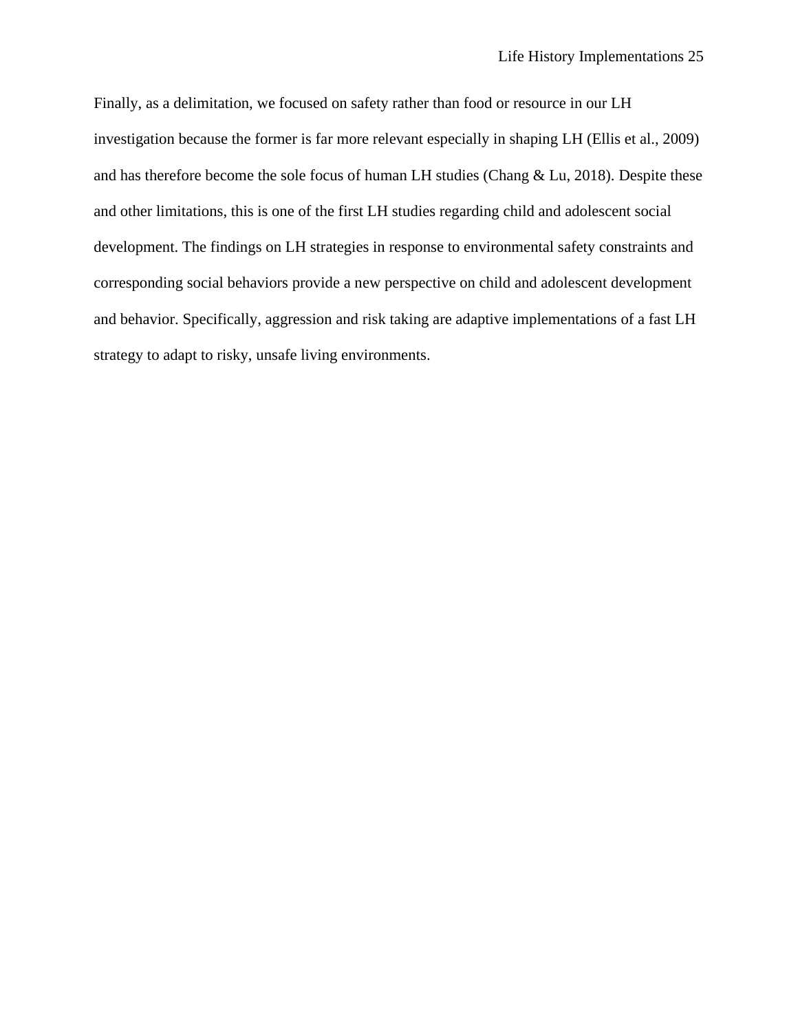Finally, as a delimitation, we focused on safety rather than food or resource in our LH investigation because the former is far more relevant especially in shaping LH (Ellis et al., 2009) and has therefore become the sole focus of human LH studies (Chang & Lu, 2018). Despite these and other limitations, this is one of the first LH studies regarding child and adolescent social development. The findings on LH strategies in response to environmental safety constraints and corresponding social behaviors provide a new perspective on child and adolescent development and behavior. Specifically, aggression and risk taking are adaptive implementations of a fast LH strategy to adapt to risky, unsafe living environments.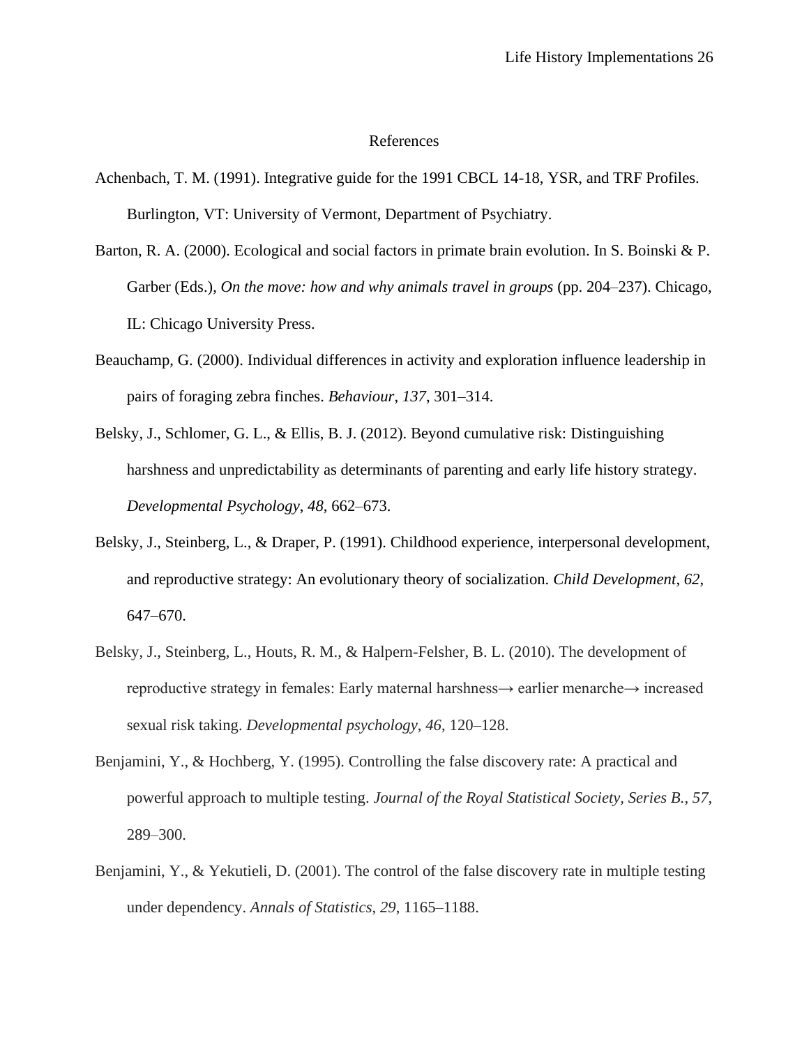# References

Achenbach, T. M. (1991). Integrative guide for the 1991 CBCL 14-18, YSR, and TRF Profiles. Burlington, VT: University of Vermont, Department of Psychiatry.

Barton, R. A. (2000). Ecological and social factors in primate brain evolution. In S. Boinski & P. Garber (Eds.), *On the move: how and why animals travel in groups* (pp. 204–237). Chicago, IL: Chicago University Press.

Beauchamp, G. (2000). Individual differences in activity and exploration influence leadership in pairs of foraging zebra finches. *Behaviour*, *137*, 301–314.

Belsky, J., Schlomer, G. L., & Ellis, B. J. (2012). Beyond cumulative risk: Distinguishing harshness and unpredictability as determinants of parenting and early life history strategy. *Developmental Psychology*, *48*, 662–673.

Belsky, J., Steinberg, L., & Draper, P. (1991). Childhood experience, interpersonal development, and reproductive strategy: An evolutionary theory of socialization. *Child Development*, *62*, 647–670.

Belsky, J., Steinberg, L., Houts, R. M., & Halpern-Felsher, B. L. (2010). The development of reproductive strategy in females: Early maternal harshness→ earlier menarche→ increased sexual risk taking. *Developmental psychology*, *46*, 120–128.

Benjamini, Y., & Hochberg, Y. (1995). Controlling the false discovery rate: A practical and powerful approach to multiple testing. *Journal of the Royal Statistical Society, Series B.*, *57*, 289–300.

Benjamini, Y., & Yekutieli, D. (2001). The control of the false discovery rate in multiple testing under dependency. *Annals of Statistics*, *29*, 1165–1188.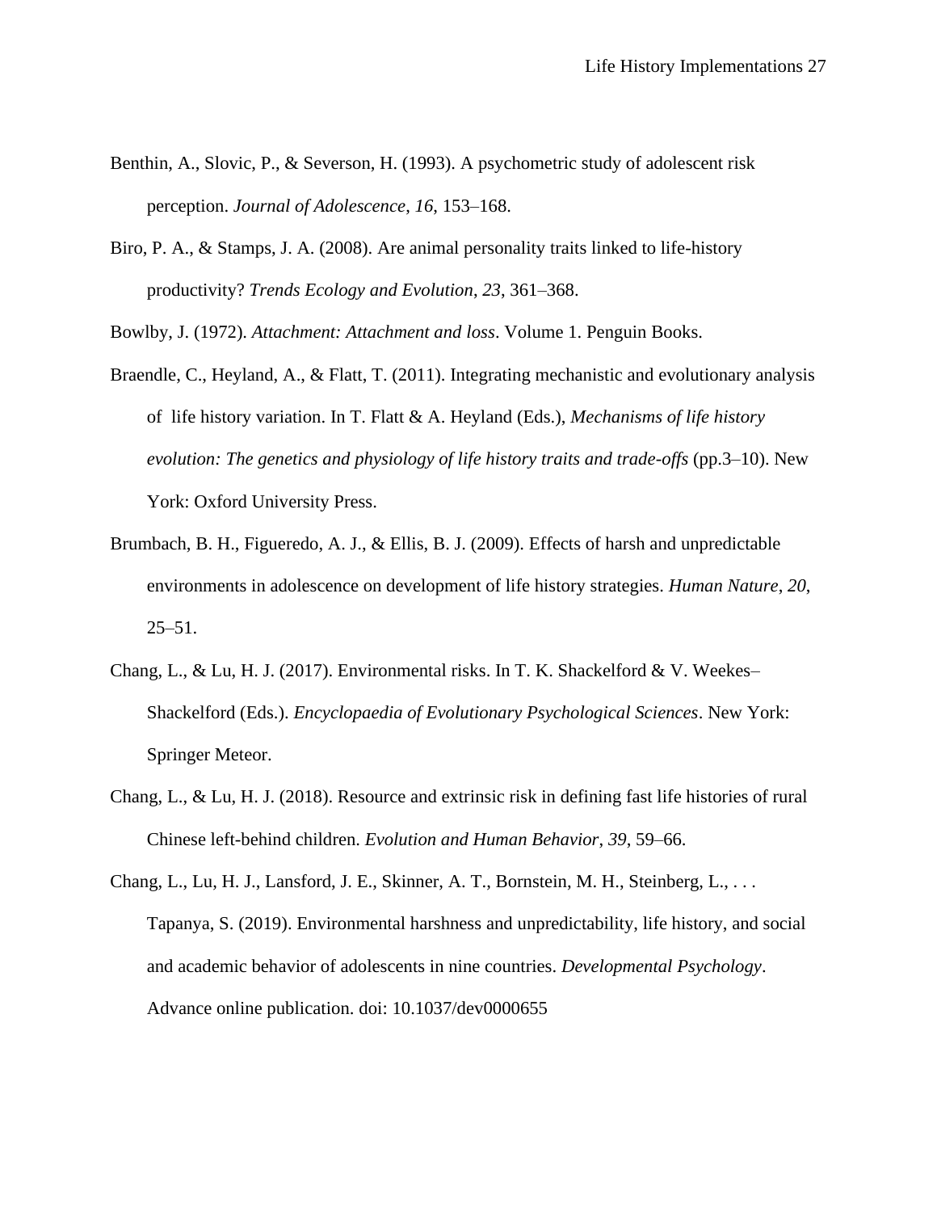Benthin, A., Slovic, P., & Severson, H. (1993). A psychometric study of adolescent risk perception. *Journal of Adolescence*, *16*, 153–168.

Biro, P. A., & Stamps, J. A. (2008). Are animal personality traits linked to life-history productivity? *Trends Ecology and Evolution*, *23*, 361–368.

Bowlby, J. (1972). *Attachment: Attachment and loss*. Volume 1. Penguin Books.

Braendle, C., Heyland, A., & Flatt, T. (2011). Integrating mechanistic and evolutionary analysis of life history variation. In T. Flatt & A. Heyland (Eds.), *Mechanisms of life history evolution: The genetics and physiology of life history traits and trade-offs* (pp.3–10). New York: Oxford University Press.

Brumbach, B. H., Figueredo, A. J., & Ellis, B. J. (2009). Effects of harsh and unpredictable environments in adolescence on development of life history strategies. *Human Nature*, *20*, 25–51.

Chang, L., & Lu, H. J. (2017). Environmental risks. In T. K. Shackelford & V. Weekes–Shackelford (Eds.). *Encyclopaedia of Evolutionary Psychological Sciences*. New York: Springer Meteor.

Chang, L., & Lu, H. J. (2018). Resource and extrinsic risk in defining fast life histories of rural Chinese left-behind children. *Evolution and Human Behavior*, *39*, 59–66.

Chang, L., Lu, H. J., Lansford, J. E., Skinner, A. T., Bornstein, M. H., Steinberg, L., . . . Tapanya, S. (2019). Environmental harshness and unpredictability, life history, and social and academic behavior of adolescents in nine countries. *Developmental Psychology*. Advance online publication. doi: 10.1037/dev0000655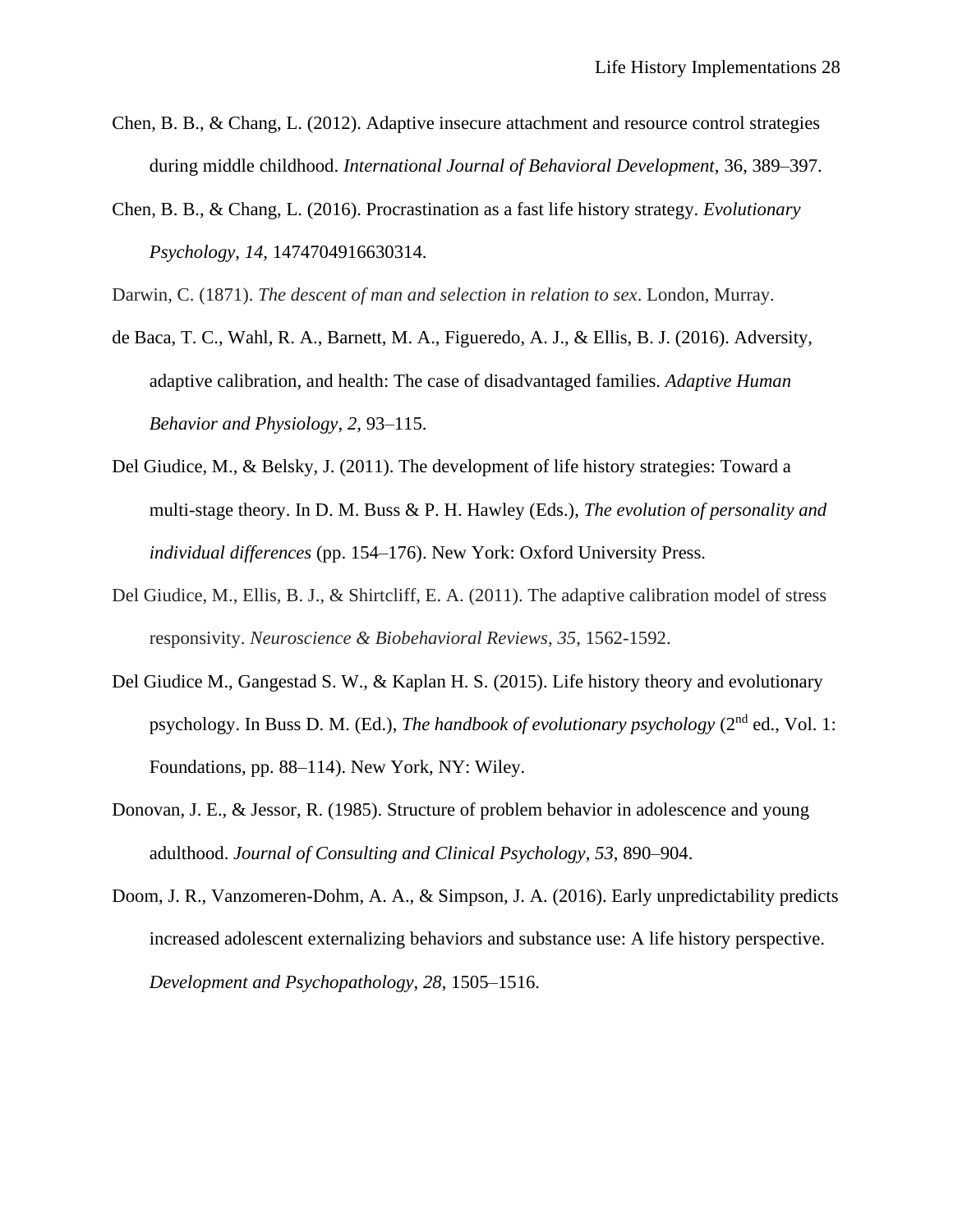Chen, B. B., & Chang, L. (2012). Adaptive insecure attachment and resource control strategies during middle childhood. *International Journal of Behavioral Development*, 36, 389–397.

Chen, B. B., & Chang, L. (2016). Procrastination as a fast life history strategy. *Evolutionary Psychology*, *14*, 1474704916630314.

Darwin, C. (1871). *The descent of man and selection in relation to sex*. London, Murray.

de Baca, T. C., Wahl, R. A., Barnett, M. A., Figueredo, A. J., & Ellis, B. J. (2016). Adversity, adaptive calibration, and health: The case of disadvantaged families. *Adaptive Human Behavior and Physiology*, *2*, 93–115.

Del Giudice, M., & Belsky, J. (2011). The development of life history strategies: Toward a multi-stage theory. In D. M. Buss & P. H. Hawley (Eds.), *The evolution of personality and individual differences* (pp. 154–176). New York: Oxford University Press.

Del Giudice, M., Ellis, B. J., & Shirtcliff, E. A. (2011). The adaptive calibration model of stress responsivity. *Neuroscience & Biobehavioral Reviews*, *35*, 1562-1592.

Del Giudice M., Gangestad S. W., & Kaplan H. S. (2015). Life history theory and evolutionary psychology. In Buss D. M. (Ed.), *The handbook of evolutionary psychology* (2nd ed., Vol. 1: Foundations, pp. 88–114). New York, NY: Wiley.

Donovan, J. E., & Jessor, R. (1985). Structure of problem behavior in adolescence and young adulthood. *Journal of Consulting and Clinical Psychology*, *53*, 890–904.

Doom, J. R., Vanzomeren-Dohm, A. A., & Simpson, J. A. (2016). Early unpredictability predicts increased adolescent externalizing behaviors and substance use: A life history perspective. *Development and Psychopathology*, *28*, 1505–1516.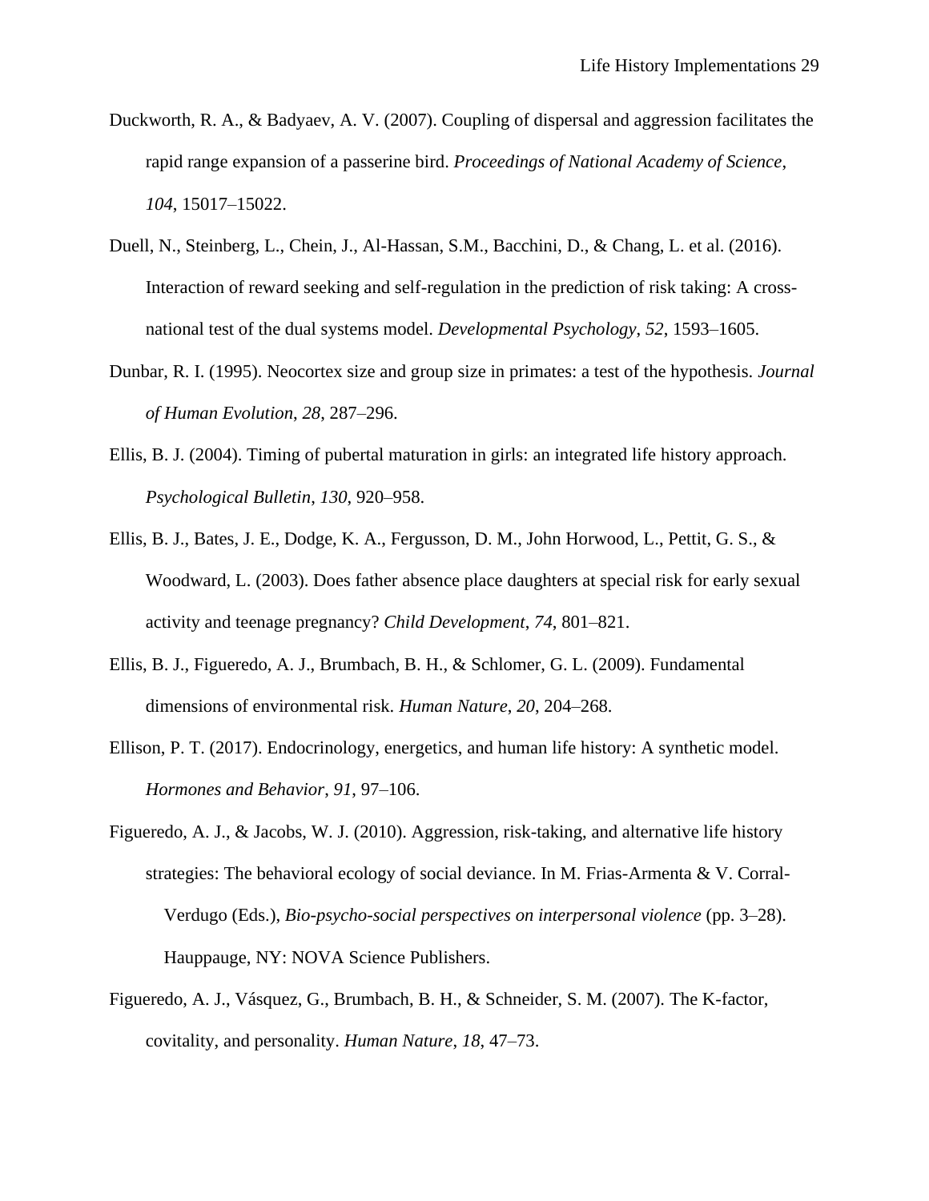Duckworth, R. A., & Badyaev, A. V. (2007). Coupling of dispersal and aggression facilitates the rapid range expansion of a passerine bird. *Proceedings of National Academy of Science*, *104*, 15017–15022.

Duell, N., Steinberg, L., Chein, J., Al-Hassan, S.M., Bacchini, D., & Chang, L. et al. (2016). Interaction of reward seeking and self-regulation in the prediction of risk taking: A cross-national test of the dual systems model. *Developmental Psychology*, *52*, 1593–1605.

Dunbar, R. I. (1995). Neocortex size and group size in primates: a test of the hypothesis. *Journal of Human Evolution*, *28*, 287–296.

Ellis, B. J. (2004). Timing of pubertal maturation in girls: an integrated life history approach. *Psychological Bulletin*, *130*, 920–958.

Ellis, B. J., Bates, J. E., Dodge, K. A., Fergusson, D. M., John Horwood, L., Pettit, G. S., & Woodward, L. (2003). Does father absence place daughters at special risk for early sexual activity and teenage pregnancy? *Child Development*, *74*, 801–821.

Ellis, B. J., Figueredo, A. J., Brumbach, B. H., & Schlomer, G. L. (2009). Fundamental dimensions of environmental risk. *Human Nature*, *20*, 204–268.

Ellison, P. T. (2017). Endocrinology, energetics, and human life history: A synthetic model. *Hormones and Behavior*, *91*, 97–106.

Figueredo, A. J., & Jacobs, W. J. (2010). Aggression, risk-taking, and alternative life history strategies: The behavioral ecology of social deviance. In M. Frias-Armenta & V. Corral-Verdugo (Eds.), *Bio-psycho-social perspectives on interpersonal violence* (pp. 3–28). Hauppauge, NY: NOVA Science Publishers.

Figueredo, A. J., Vásquez, G., Brumbach, B. H., & Schneider, S. M. (2007). The K-factor, covitality, and personality. *Human Nature*, *18*, 47–73.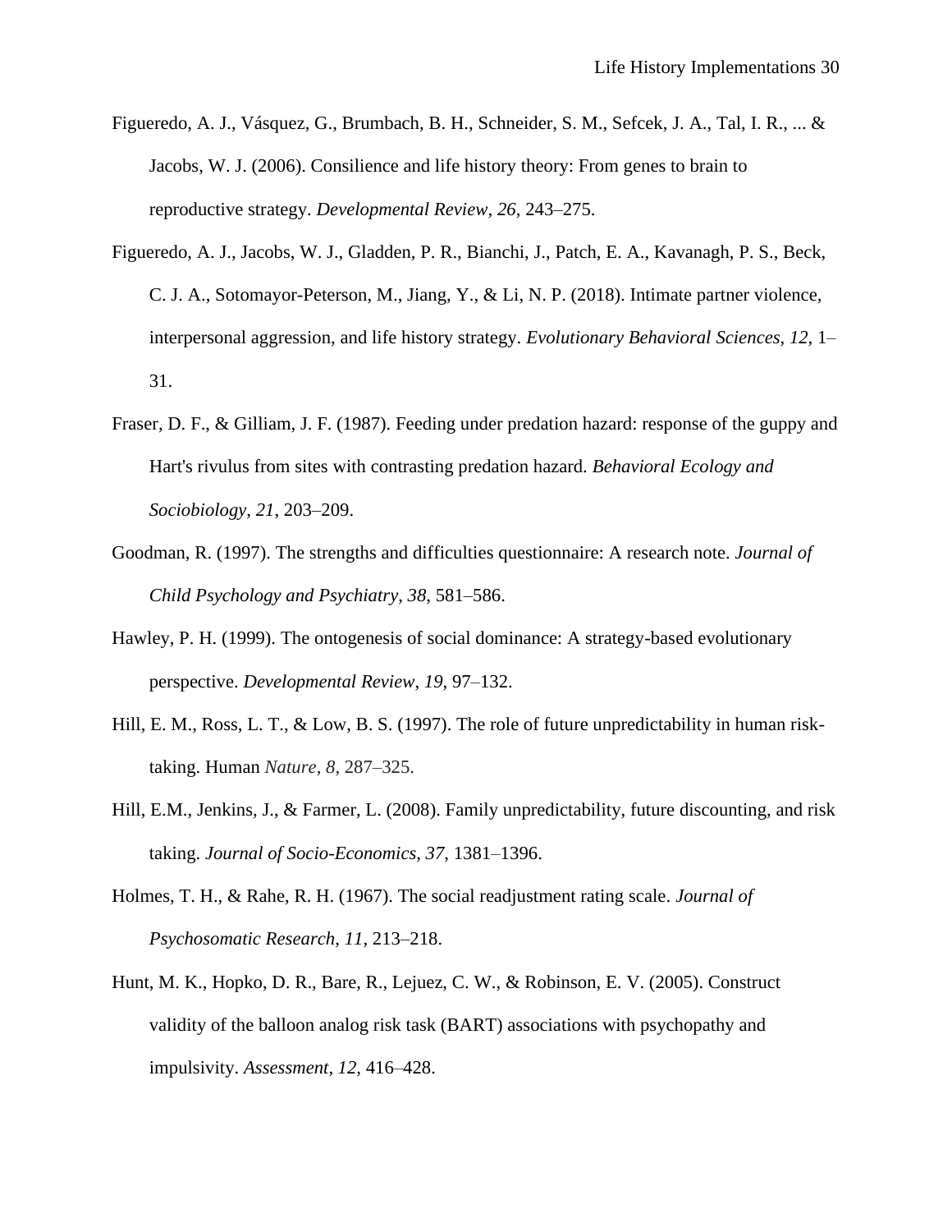Figueredo, A. J., Vásquez, G., Brumbach, B. H., Schneider, S. M., Sefcek, J. A., Tal, I. R., ... & Jacobs, W. J. (2006). Consilience and life history theory: From genes to brain to reproductive strategy. *Developmental Review*, *26*, 243–275.

Figueredo, A. J., Jacobs, W. J., Gladden, P. R., Bianchi, J., Patch, E. A., Kavanagh, P. S., Beck, C. J. A., Sotomayor-Peterson, M., Jiang, Y., & Li, N. P. (2018). Intimate partner violence, interpersonal aggression, and life history strategy. *Evolutionary Behavioral Sciences*, *12*, 1–31.

Fraser, D. F., & Gilliam, J. F. (1987). Feeding under predation hazard: response of the guppy and Hart's rivulus from sites with contrasting predation hazard. *Behavioral Ecology and Sociobiology*, *21*, 203–209.

Goodman, R. (1997). The strengths and difficulties questionnaire: A research note. *Journal of Child Psychology and Psychiatry*, *38*, 581–586.

Hawley, P. H. (1999). The ontogenesis of social dominance: A strategy-based evolutionary perspective. *Developmental Review*, *19*, 97–132.

Hill, E. M., Ross, L. T., & Low, B. S. (1997). The role of future unpredictability in human risk-taking. Human *Nature*, *8*, 287–325.

Hill, E.M., Jenkins, J., & Farmer, L. (2008). Family unpredictability, future discounting, and risk taking. *Journal of Socio-Economics*, *37*, 1381–1396.

Holmes, T. H., & Rahe, R. H. (1967). The social readjustment rating scale. *Journal of Psychosomatic Research*, *11*, 213–218.

Hunt, M. K., Hopko, D. R., Bare, R., Lejuez, C. W., & Robinson, E. V. (2005). Construct validity of the balloon analog risk task (BART) associations with psychopathy and impulsivity. *Assessment*, *12*, 416–428.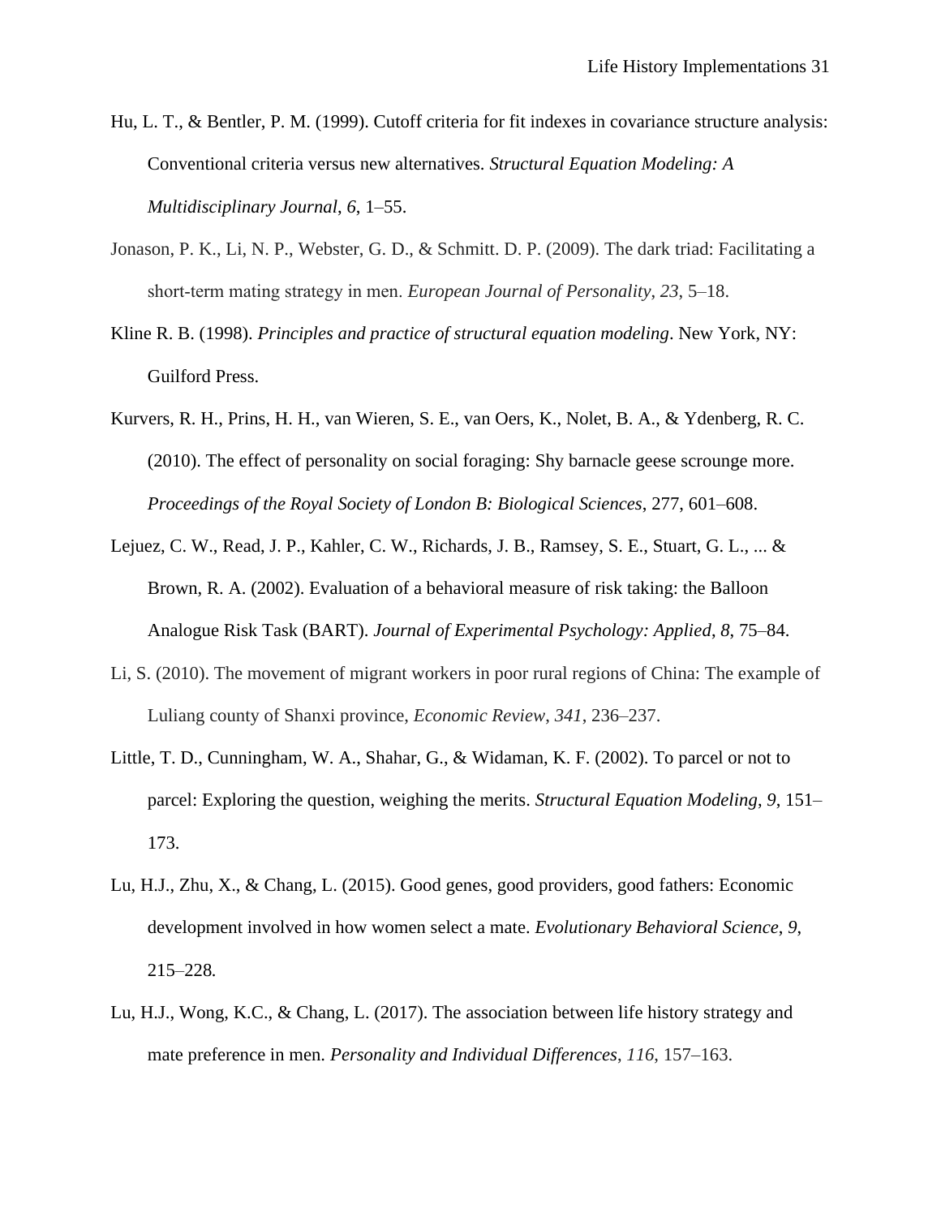Hu, L. T., & Bentler, P. M. (1999). Cutoff criteria for fit indexes in covariance structure analysis: Conventional criteria versus new alternatives. *Structural Equation Modeling: A Multidisciplinary Journal*, *6*, 1–55.

Jonason, P. K., Li, N. P., Webster, G. D., & Schmitt. D. P. (2009). The dark triad: Facilitating a short-term mating strategy in men. *European Journal of Personality*, *23*, 5–18.

Kline R. B. (1998). *Principles and practice of structural equation modeling*. New York, NY: Guilford Press.

Kurvers, R. H., Prins, H. H., van Wieren, S. E., van Oers, K., Nolet, B. A., & Ydenberg, R. C. (2010). The effect of personality on social foraging: Shy barnacle geese scrounge more. *Proceedings of the Royal Society of London B: Biological Sciences*, 277, 601–608.

Lejuez, C. W., Read, J. P., Kahler, C. W., Richards, J. B., Ramsey, S. E., Stuart, G. L., ... & Brown, R. A. (2002). Evaluation of a behavioral measure of risk taking: the Balloon Analogue Risk Task (BART). *Journal of Experimental Psychology: Applied*, *8*, 75–84.

Li, S. (2010). The movement of migrant workers in poor rural regions of China: The example of Luliang county of Shanxi province, *Economic Review*, *341*, 236–237.

Little, T. D., Cunningham, W. A., Shahar, G., & Widaman, K. F. (2002). To parcel or not to parcel: Exploring the question, weighing the merits. *Structural Equation Modeling*, *9*, 151–173.

Lu, H.J., Zhu, X., & Chang, L. (2015). Good genes, good providers, good fathers: Economic development involved in how women select a mate. *Evolutionary Behavioral Science*, *9*, 215–228.

Lu, H.J., Wong, K.C., & Chang, L. (2017). The association between life history strategy and mate preference in men. *Personality and Individual Differences*, *116*, 157–163.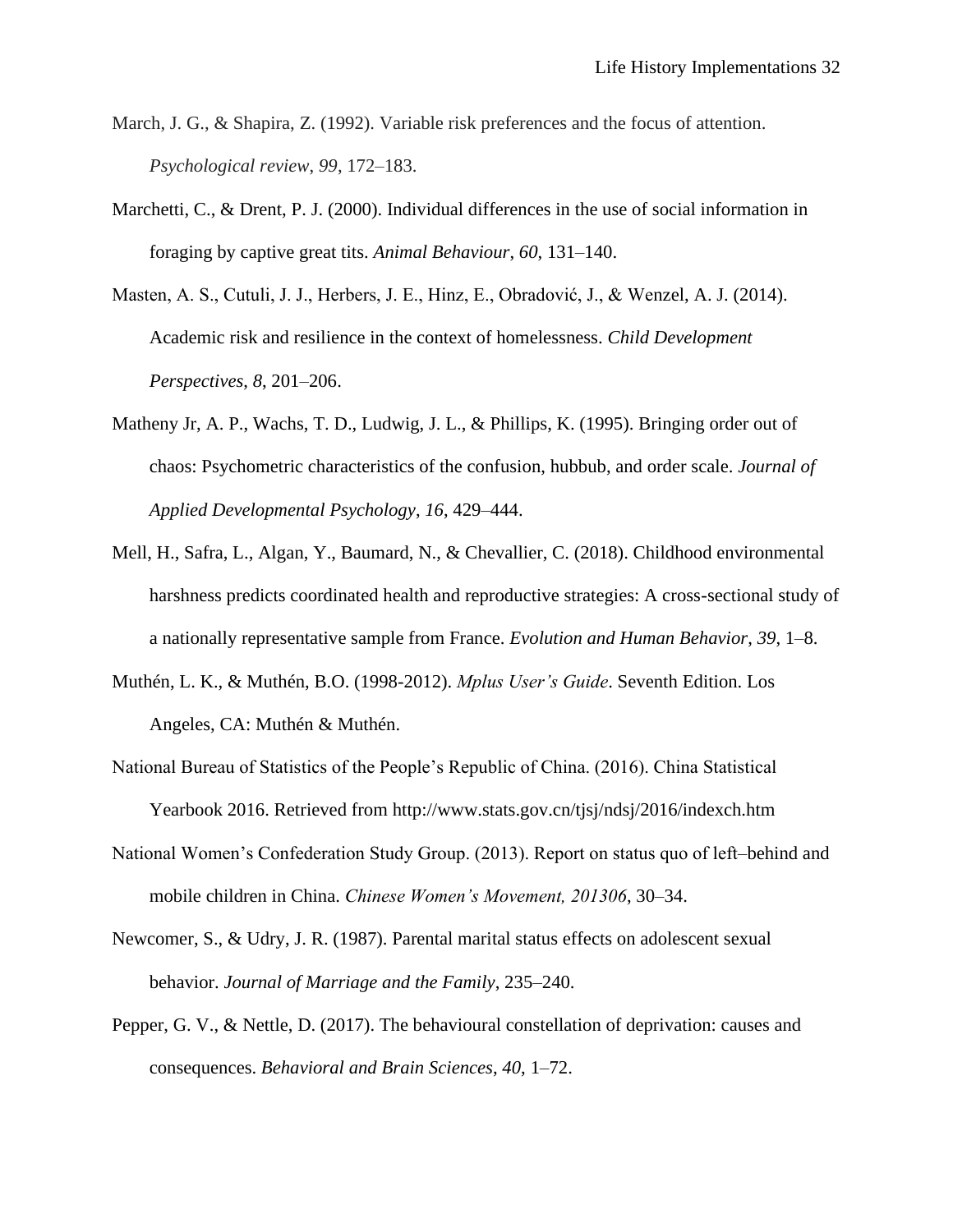March, J. G., & Shapira, Z. (1992). Variable risk preferences and the focus of attention. *Psychological review*, *99*, 172–183.

Marchetti, C., & Drent, P. J. (2000). Individual differences in the use of social information in foraging by captive great tits. *Animal Behaviour, 60*, 131–140.

Masten, A. S., Cutuli, J. J., Herbers, J. E., Hinz, E., Obradović, J., & Wenzel, A. J. (2014). Academic risk and resilience in the context of homelessness. *Child Development Perspectives*, *8*, 201–206.

Matheny Jr, A. P., Wachs, T. D., Ludwig, J. L., & Phillips, K. (1995). Bringing order out of chaos: Psychometric characteristics of the confusion, hubbub, and order scale. *Journal of Applied Developmental Psychology*, *16*, 429–444.

Mell, H., Safra, L., Algan, Y., Baumard, N., & Chevallier, C. (2018). Childhood environmental harshness predicts coordinated health and reproductive strategies: A cross-sectional study of a nationally representative sample from France. *Evolution and Human Behavior*, *39*, 1–8.

Muthén, L. K., & Muthén, B.O. (1998-2012). *Mplus User's Guide*. Seventh Edition. Los Angeles, CA: Muthén & Muthén.

National Bureau of Statistics of the People's Republic of China. (2016). China Statistical Yearbook 2016. Retrieved from http://www.stats.gov.cn/tjsj/ndsj/2016/indexch.htm

National Women's Confederation Study Group. (2013). Report on status quo of left–behind and mobile children in China. *Chinese Women's Movement, 201306*, 30–34.

Newcomer, S., & Udry, J. R. (1987). Parental marital status effects on adolescent sexual behavior. *Journal of Marriage and the Family*, 235–240.

Pepper, G. V., & Nettle, D. (2017). The behavioural constellation of deprivation: causes and consequences. *Behavioral and Brain Sciences*, *40*, 1–72.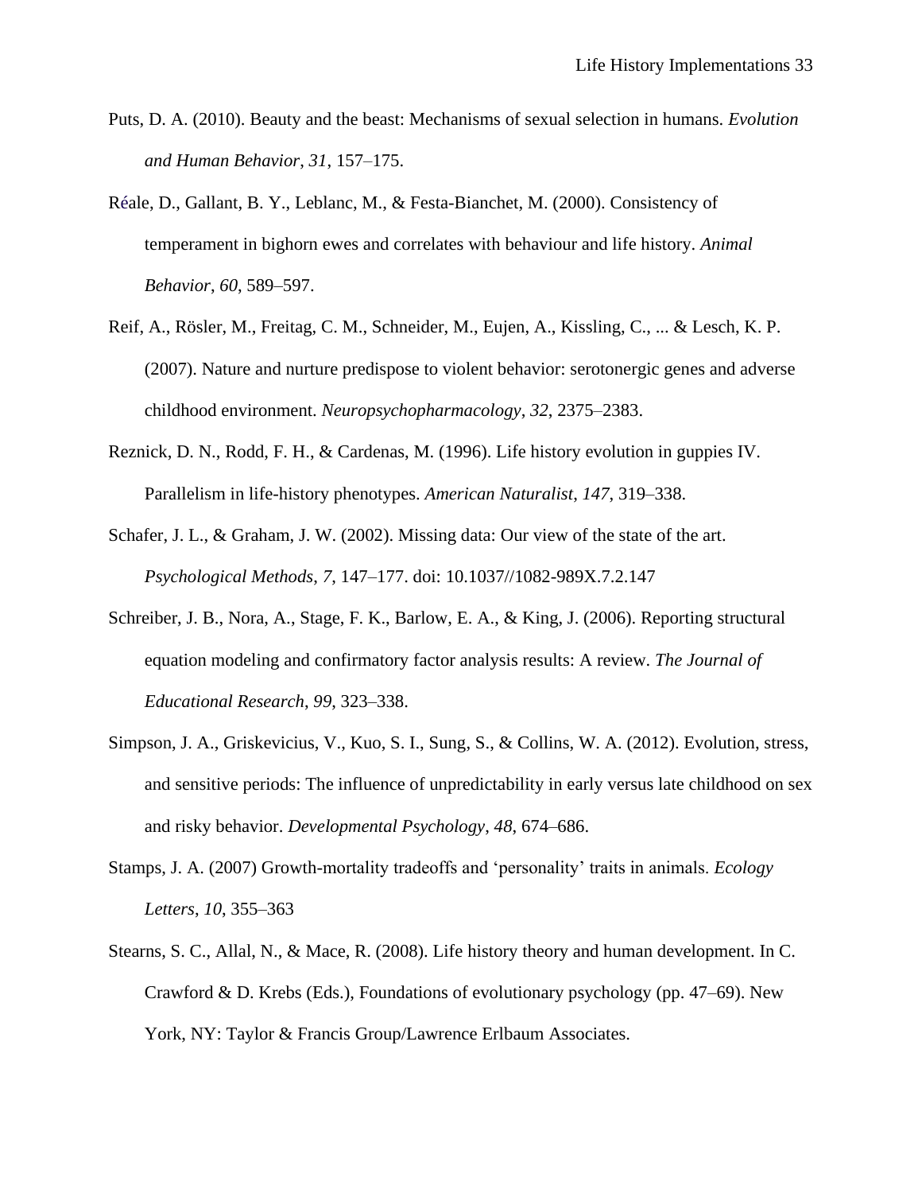Puts, D. A. (2010). Beauty and the beast: Mechanisms of sexual selection in humans. *Evolution and Human Behavior*, *31*, 157–175.

Réale, D., Gallant, B. Y., Leblanc, M., & Festa-Bianchet, M. (2000). Consistency of temperament in bighorn ewes and correlates with behaviour and life history. *Animal Behavior*, *60*, 589–597.

Reif, A., Rösler, M., Freitag, C. M., Schneider, M., Eujen, A., Kissling, C., ... & Lesch, K. P. (2007). Nature and nurture predispose to violent behavior: serotonergic genes and adverse childhood environment. *Neuropsychopharmacology*, *32*, 2375–2383.

Reznick, D. N., Rodd, F. H., & Cardenas, M. (1996). Life history evolution in guppies IV. Parallelism in life-history phenotypes. *American Naturalist*, *147*, 319–338.

Schafer, J. L., & Graham, J. W. (2002). Missing data: Our view of the state of the art. *Psychological Methods*, *7*, 147–177. doi: 10.1037//1082-989X.7.2.147

Schreiber, J. B., Nora, A., Stage, F. K., Barlow, E. A., & King, J. (2006). Reporting structural equation modeling and confirmatory factor analysis results: A review. *The Journal of Educational Research*, *99*, 323–338.

Simpson, J. A., Griskevicius, V., Kuo, S. I., Sung, S., & Collins, W. A. (2012). Evolution, stress, and sensitive periods: The influence of unpredictability in early versus late childhood on sex and risky behavior. *Developmental Psychology*, *48*, 674–686.

Stamps, J. A. (2007) Growth-mortality tradeoffs and 'personality' traits in animals. *Ecology Letters*, *10*, 355–363

Stearns, S. C., Allal, N., & Mace, R. (2008). Life history theory and human development. In C. Crawford & D. Krebs (Eds.), Foundations of evolutionary psychology (pp. 47–69). New York, NY: Taylor & Francis Group/Lawrence Erlbaum Associates.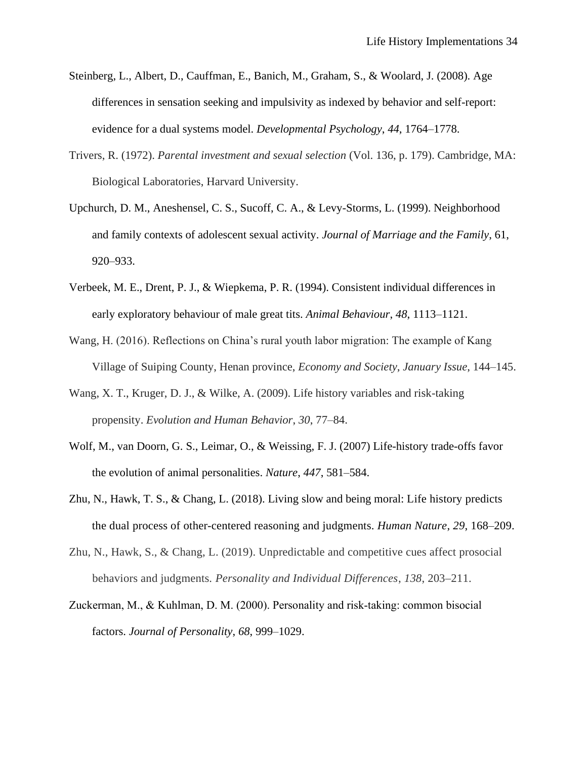Steinberg, L., Albert, D., Cauffman, E., Banich, M., Graham, S., & Woolard, J. (2008). Age differences in sensation seeking and impulsivity as indexed by behavior and self-report: evidence for a dual systems model. *Developmental Psychology*, *44*, 1764–1778.

Trivers, R. (1972). *Parental investment and sexual selection* (Vol. 136, p. 179). Cambridge, MA: Biological Laboratories, Harvard University.

Upchurch, D. M., Aneshensel, C. S., Sucoff, C. A., & Levy-Storms, L. (1999). Neighborhood and family contexts of adolescent sexual activity. *Journal of Marriage and the Family*, 61, 920–933.

Verbeek, M. E., Drent, P. J., & Wiepkema, P. R. (1994). Consistent individual differences in early exploratory behaviour of male great tits. *Animal Behaviour*, *48*, 1113–1121.

Wang, H. (2016). Reflections on China's rural youth labor migration: The example of Kang Village of Suiping County, Henan province, *Economy and Society*, *January Issue*, 144–145.

Wang, X. T., Kruger, D. J., & Wilke, A. (2009). Life history variables and risk-taking propensity. *Evolution and Human Behavior*, *30*, 77–84.

Wolf, M., van Doorn, G. S., Leimar, O., & Weissing, F. J. (2007) Life-history trade-offs favor the evolution of animal personalities. *Nature*, *447*, 581–584.

Zhu, N., Hawk, T. S., & Chang, L. (2018). Living slow and being moral: Life history predicts the dual process of other-centered reasoning and judgments. *Human Nature*, *29*, 168–209.

Zhu, N., Hawk, S., & Chang, L. (2019). Unpredictable and competitive cues affect prosocial behaviors and judgments. *Personality and Individual Differences*, *138*, 203–211.

Zuckerman, M., & Kuhlman, D. M. (2000). Personality and risk-taking: common bisocial factors. *Journal of Personality*, *68*, 999–1029.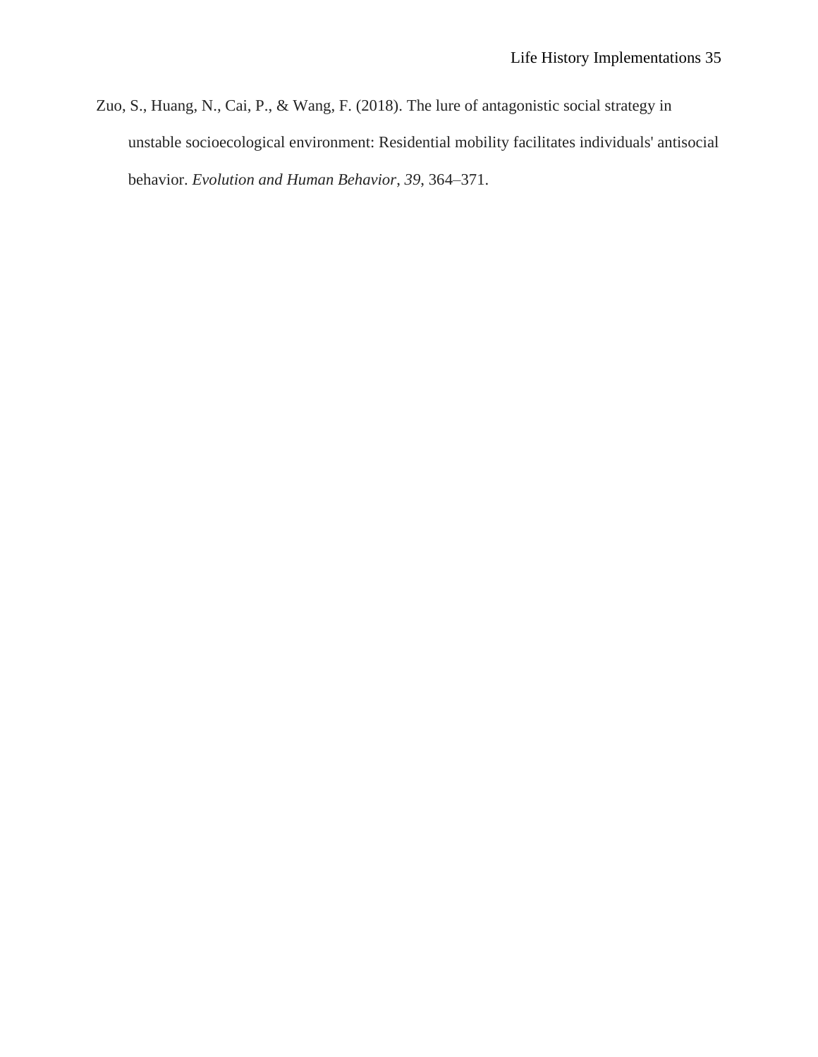Zuo, S., Huang, N., Cai, P., & Wang, F. (2018). The lure of antagonistic social strategy in unstable socioecological environment: Residential mobility facilitates individuals' antisocial behavior. *Evolution and Human Behavior*, *39*, 364–371.